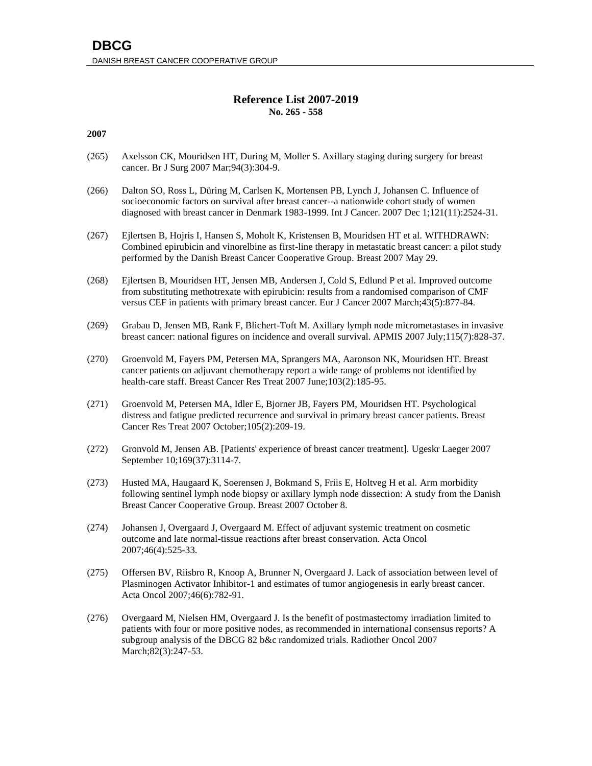# DBCG

DANISH BREAST CANCER COOPERATIVE GROUP

## Reference List 2007-2019

**No. 265 - 558**

### 2007

(265) Axelsson CK, Mouridsen HT, During M, Moller S. Axillary staging during surgery for breast cancer. Br J Surg 2007 Mar;94(3):304-9.

(266) Dalton SO, Ross L, Düring M, Carlsen K, Mortensen PB, Lynch J, Johansen C. Influence of socioeconomic factors on survival after breast cancer--a nationwide cohort study of women diagnosed with breast cancer in Denmark 1983-1999. Int J Cancer. 2007 Dec 1;121(11):2524-31.

(267) Ejlertsen B, Hojris I, Hansen S, Moholt K, Kristensen B, Mouridsen HT et al. WITHDRAWN: Combined epirubicin and vinorelbine as first-line therapy in metastatic breast cancer: a pilot study performed by the Danish Breast Cancer Cooperative Group. Breast 2007 May 29.

(268) Ejlertsen B, Mouridsen HT, Jensen MB, Andersen J, Cold S, Edlund P et al. Improved outcome from substituting methotrexate with epirubicin: results from a randomised comparison of CMF versus CEF in patients with primary breast cancer. Eur J Cancer 2007 March;43(5):877-84.

(269) Grabau D, Jensen MB, Rank F, Blichert-Toft M. Axillary lymph node micrometastases in invasive breast cancer: national figures on incidence and overall survival. APMIS 2007 July;115(7):828-37.

(270) Groenvold M, Fayers PM, Petersen MA, Sprangers MA, Aaronson NK, Mouridsen HT. Breast cancer patients on adjuvant chemotherapy report a wide range of problems not identified by health-care staff. Breast Cancer Res Treat 2007 June;103(2):185-95.

(271) Groenvold M, Petersen MA, Idler E, Bjorner JB, Fayers PM, Mouridsen HT. Psychological distress and fatigue predicted recurrence and survival in primary breast cancer patients. Breast Cancer Res Treat 2007 October;105(2):209-19.

(272) Gronvold M, Jensen AB. [Patients' experience of breast cancer treatment]. Ugeskr Laeger 2007 September 10;169(37):3114-7.

(273) Husted MA, Haugaard K, Soerensen J, Bokmand S, Friis E, Holtveg H et al. Arm morbidity following sentinel lymph node biopsy or axillary lymph node dissection: A study from the Danish Breast Cancer Cooperative Group. Breast 2007 October 8.

(274) Johansen J, Overgaard J, Overgaard M. Effect of adjuvant systemic treatment on cosmetic outcome and late normal-tissue reactions after breast conservation. Acta Oncol 2007;46(4):525-33.

(275) Offersen BV, Riisbro R, Knoop A, Brunner N, Overgaard J. Lack of association between level of Plasminogen Activator Inhibitor-1 and estimates of tumor angiogenesis in early breast cancer. Acta Oncol 2007;46(6):782-91.

(276) Overgaard M, Nielsen HM, Overgaard J. Is the benefit of postmastectomy irradiation limited to patients with four or more positive nodes, as recommended in international consensus reports? A subgroup analysis of the DBCG 82 b&c randomized trials. Radiother Oncol 2007 March;82(3):247-53.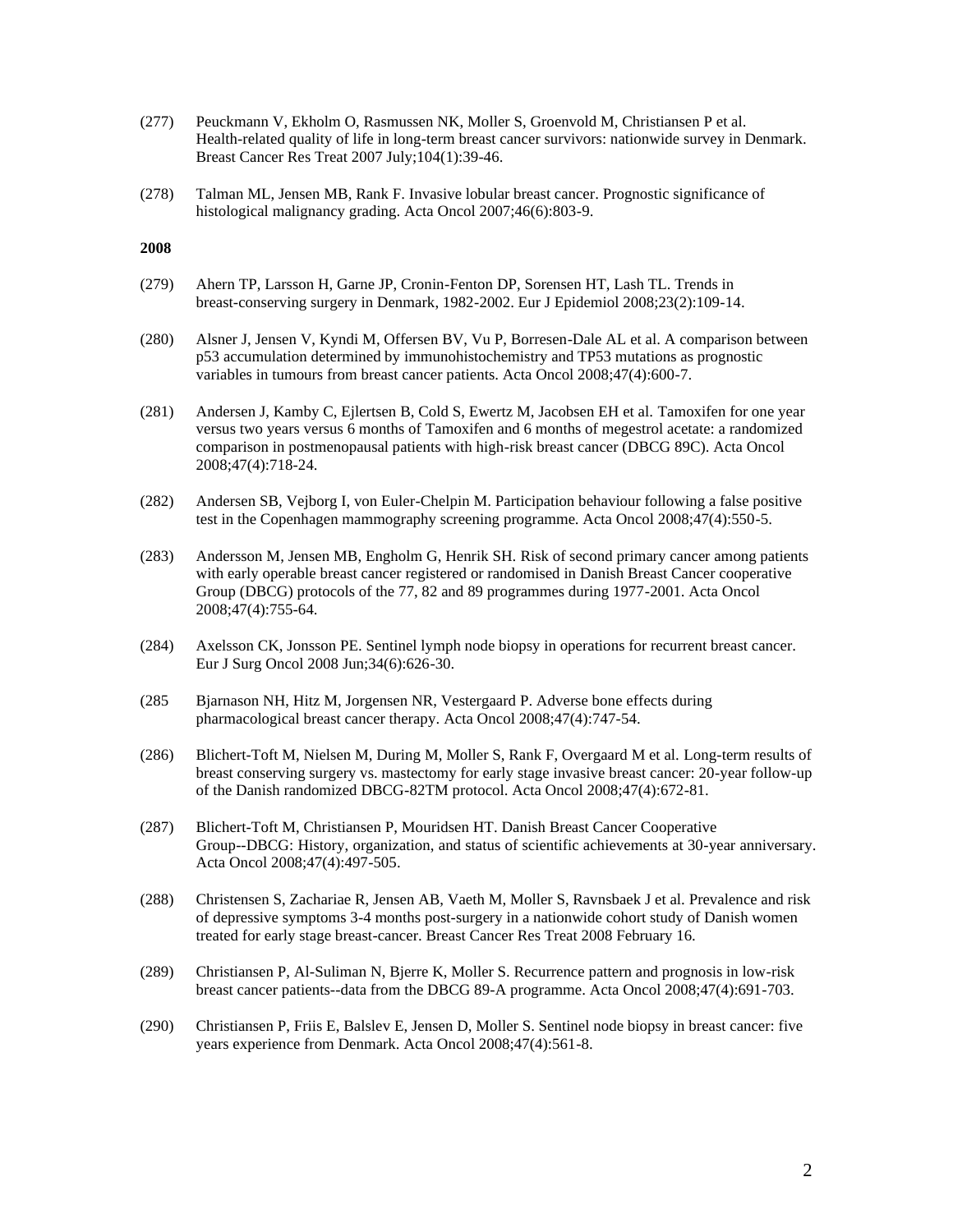(277) Peuckmann V, Ekholm O, Rasmussen NK, Moller S, Groenvold M, Christiansen P et al. Health-related quality of life in long-term breast cancer survivors: nationwide survey in Denmark. Breast Cancer Res Treat 2007 July;104(1):39-46.

(278) Talman ML, Jensen MB, Rank F. Invasive lobular breast cancer. Prognostic significance of histological malignancy grading. Acta Oncol 2007;46(6):803-9.

**2008**

(279) Ahern TP, Larsson H, Garne JP, Cronin-Fenton DP, Sorensen HT, Lash TL. Trends in breast-conserving surgery in Denmark, 1982-2002. Eur J Epidemiol 2008;23(2):109-14.

(280) Alsner J, Jensen V, Kyndi M, Offersen BV, Vu P, Borresen-Dale AL et al. A comparison between p53 accumulation determined by immunohistochemistry and TP53 mutations as prognostic variables in tumours from breast cancer patients. Acta Oncol 2008;47(4):600-7.

(281) Andersen J, Kamby C, Ejlertsen B, Cold S, Ewertz M, Jacobsen EH et al. Tamoxifen for one year versus two years versus 6 months of Tamoxifen and 6 months of megestrol acetate: a randomized comparison in postmenopausal patients with high-risk breast cancer (DBCG 89C). Acta Oncol 2008;47(4):718-24.

(282) Andersen SB, Vejborg I, von Euler-Chelpin M. Participation behaviour following a false positive test in the Copenhagen mammography screening programme. Acta Oncol 2008;47(4):550-5.

(283) Andersson M, Jensen MB, Engholm G, Henrik SH. Risk of second primary cancer among patients with early operable breast cancer registered or randomised in Danish Breast Cancer cooperative Group (DBCG) protocols of the 77, 82 and 89 programmes during 1977-2001. Acta Oncol 2008;47(4):755-64.

(284) Axelsson CK, Jonsson PE. Sentinel lymph node biopsy in operations for recurrent breast cancer. Eur J Surg Oncol 2008 Jun;34(6):626-30.

(285 Bjarnason NH, Hitz M, Jorgensen NR, Vestergaard P. Adverse bone effects during pharmacological breast cancer therapy. Acta Oncol 2008;47(4):747-54.

(286) Blichert-Toft M, Nielsen M, During M, Moller S, Rank F, Overgaard M et al. Long-term results of breast conserving surgery vs. mastectomy for early stage invasive breast cancer: 20-year follow-up of the Danish randomized DBCG-82TM protocol. Acta Oncol 2008;47(4):672-81.

(287) Blichert-Toft M, Christiansen P, Mouridsen HT. Danish Breast Cancer Cooperative Group--DBCG: History, organization, and status of scientific achievements at 30-year anniversary. Acta Oncol 2008;47(4):497-505.

(288) Christensen S, Zachariae R, Jensen AB, Vaeth M, Moller S, Ravnsbaek J et al. Prevalence and risk of depressive symptoms 3-4 months post-surgery in a nationwide cohort study of Danish women treated for early stage breast-cancer. Breast Cancer Res Treat 2008 February 16.

(289) Christiansen P, Al-Suliman N, Bjerre K, Moller S. Recurrence pattern and prognosis in low-risk breast cancer patients--data from the DBCG 89-A programme. Acta Oncol 2008;47(4):691-703.

(290) Christiansen P, Friis E, Balslev E, Jensen D, Moller S. Sentinel node biopsy in breast cancer: five years experience from Denmark. Acta Oncol 2008;47(4):561-8.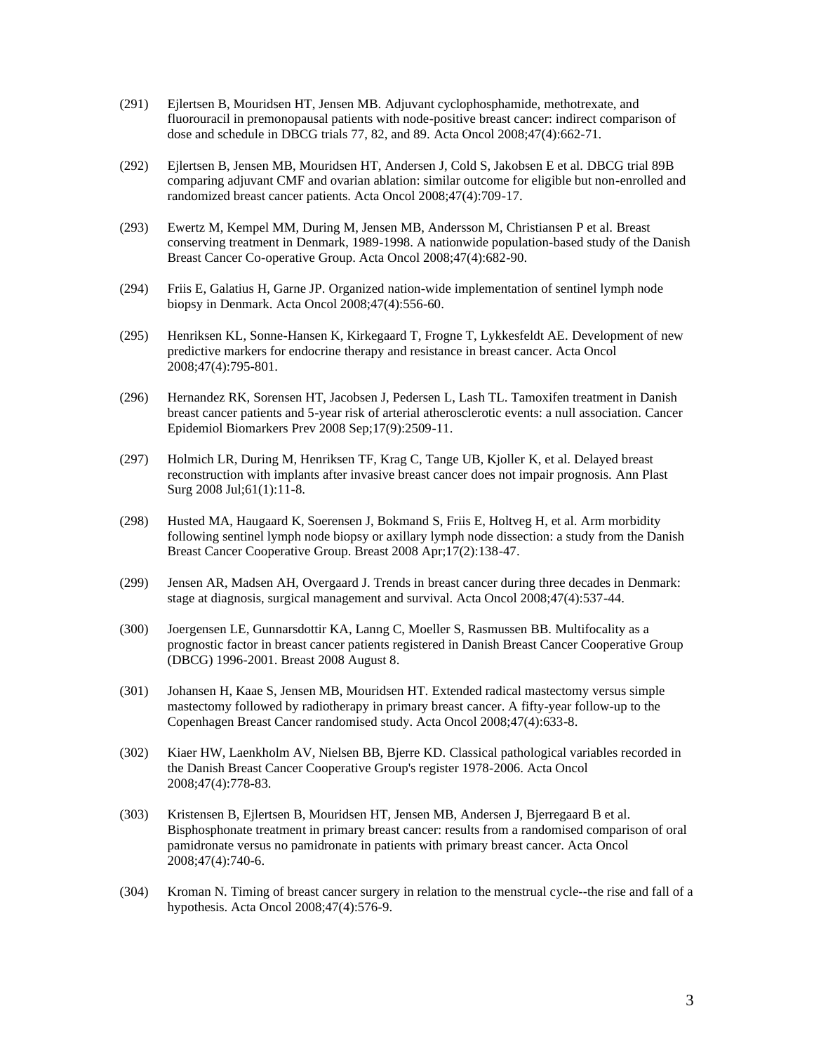(291) Ejlertsen B, Mouridsen HT, Jensen MB. Adjuvant cyclophosphamide, methotrexate, and fluorouracil in premonopausal patients with node-positive breast cancer: indirect comparison of dose and schedule in DBCG trials 77, 82, and 89. Acta Oncol 2008;47(4):662-71.

(292) Ejlertsen B, Jensen MB, Mouridsen HT, Andersen J, Cold S, Jakobsen E et al. DBCG trial 89B comparing adjuvant CMF and ovarian ablation: similar outcome for eligible but non-enrolled and randomized breast cancer patients. Acta Oncol 2008;47(4):709-17.

(293) Ewertz M, Kempel MM, During M, Jensen MB, Andersson M, Christiansen P et al. Breast conserving treatment in Denmark, 1989-1998. A nationwide population-based study of the Danish Breast Cancer Co-operative Group. Acta Oncol 2008;47(4):682-90.

(294) Friis E, Galatius H, Garne JP. Organized nation-wide implementation of sentinel lymph node biopsy in Denmark. Acta Oncol 2008;47(4):556-60.

(295) Henriksen KL, Sonne-Hansen K, Kirkegaard T, Frogne T, Lykkesfeldt AE. Development of new predictive markers for endocrine therapy and resistance in breast cancer. Acta Oncol 2008;47(4):795-801.

(296) Hernandez RK, Sorensen HT, Jacobsen J, Pedersen L, Lash TL. Tamoxifen treatment in Danish breast cancer patients and 5-year risk of arterial atherosclerotic events: a null association. Cancer Epidemiol Biomarkers Prev 2008 Sep;17(9):2509-11.

(297) Holmich LR, During M, Henriksen TF, Krag C, Tange UB, Kjoller K, et al. Delayed breast reconstruction with implants after invasive breast cancer does not impair prognosis. Ann Plast Surg 2008 Jul;61(1):11-8.

(298) Husted MA, Haugaard K, Soerensen J, Bokmand S, Friis E, Holtveg H, et al. Arm morbidity following sentinel lymph node biopsy or axillary lymph node dissection: a study from the Danish Breast Cancer Cooperative Group. Breast 2008 Apr;17(2):138-47.

(299) Jensen AR, Madsen AH, Overgaard J. Trends in breast cancer during three decades in Denmark: stage at diagnosis, surgical management and survival. Acta Oncol 2008;47(4):537-44.

(300) Joergensen LE, Gunnarsdottir KA, Lanng C, Moeller S, Rasmussen BB. Multifocality as a prognostic factor in breast cancer patients registered in Danish Breast Cancer Cooperative Group (DBCG) 1996-2001. Breast 2008 August 8.

(301) Johansen H, Kaae S, Jensen MB, Mouridsen HT. Extended radical mastectomy versus simple mastectomy followed by radiotherapy in primary breast cancer. A fifty-year follow-up to the Copenhagen Breast Cancer randomised study. Acta Oncol 2008;47(4):633-8.

(302) Kiaer HW, Laenkholm AV, Nielsen BB, Bjerre KD. Classical pathological variables recorded in the Danish Breast Cancer Cooperative Group's register 1978-2006. Acta Oncol 2008;47(4):778-83.

(303) Kristensen B, Ejlertsen B, Mouridsen HT, Jensen MB, Andersen J, Bjerregaard B et al. Bisphosphonate treatment in primary breast cancer: results from a randomised comparison of oral pamidronate versus no pamidronate in patients with primary breast cancer. Acta Oncol 2008;47(4):740-6.

(304) Kroman N. Timing of breast cancer surgery in relation to the menstrual cycle--the rise and fall of a hypothesis. Acta Oncol 2008;47(4):576-9.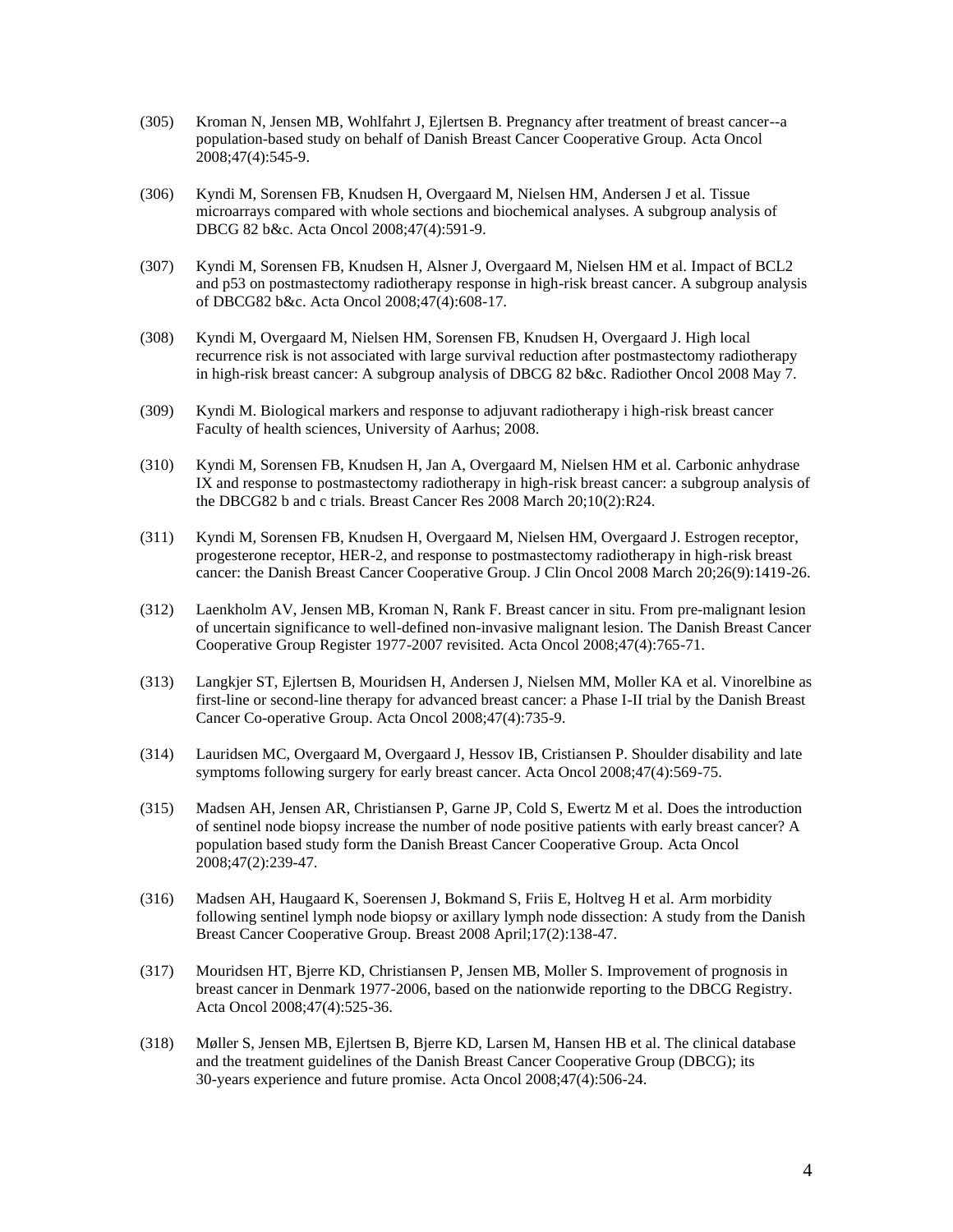(305) Kroman N, Jensen MB, Wohlfahrt J, Ejlertsen B. Pregnancy after treatment of breast cancer--a population-based study on behalf of Danish Breast Cancer Cooperative Group. Acta Oncol 2008;47(4):545-9.

(306) Kyndi M, Sorensen FB, Knudsen H, Overgaard M, Nielsen HM, Andersen J et al. Tissue microarrays compared with whole sections and biochemical analyses. A subgroup analysis of DBCG 82 b&c. Acta Oncol 2008;47(4):591-9.

(307) Kyndi M, Sorensen FB, Knudsen H, Alsner J, Overgaard M, Nielsen HM et al. Impact of BCL2 and p53 on postmastectomy radiotherapy response in high-risk breast cancer. A subgroup analysis of DBCG82 b&c. Acta Oncol 2008;47(4):608-17.

(308) Kyndi M, Overgaard M, Nielsen HM, Sorensen FB, Knudsen H, Overgaard J. High local recurrence risk is not associated with large survival reduction after postmastectomy radiotherapy in high-risk breast cancer: A subgroup analysis of DBCG 82 b&c. Radiother Oncol 2008 May 7.

(309) Kyndi M. Biological markers and response to adjuvant radiotherapy i high-risk breast cancer Faculty of health sciences, University of Aarhus; 2008.

(310) Kyndi M, Sorensen FB, Knudsen H, Jan A, Overgaard M, Nielsen HM et al. Carbonic anhydrase IX and response to postmastectomy radiotherapy in high-risk breast cancer: a subgroup analysis of the DBCG82 b and c trials. Breast Cancer Res 2008 March 20;10(2):R24.

(311) Kyndi M, Sorensen FB, Knudsen H, Overgaard M, Nielsen HM, Overgaard J. Estrogen receptor, progesterone receptor, HER-2, and response to postmastectomy radiotherapy in high-risk breast cancer: the Danish Breast Cancer Cooperative Group. J Clin Oncol 2008 March 20;26(9):1419-26.

(312) Laenkholm AV, Jensen MB, Kroman N, Rank F. Breast cancer in situ. From pre-malignant lesion of uncertain significance to well-defined non-invasive malignant lesion. The Danish Breast Cancer Cooperative Group Register 1977-2007 revisited. Acta Oncol 2008;47(4):765-71.

(313) Langkjer ST, Ejlertsen B, Mouridsen H, Andersen J, Nielsen MM, Moller KA et al. Vinorelbine as first-line or second-line therapy for advanced breast cancer: a Phase I-II trial by the Danish Breast Cancer Co-operative Group. Acta Oncol 2008;47(4):735-9.

(314) Lauridsen MC, Overgaard M, Overgaard J, Hessov IB, Cristiansen P. Shoulder disability and late symptoms following surgery for early breast cancer. Acta Oncol 2008;47(4):569-75.

(315) Madsen AH, Jensen AR, Christiansen P, Garne JP, Cold S, Ewertz M et al. Does the introduction of sentinel node biopsy increase the number of node positive patients with early breast cancer? A population based study form the Danish Breast Cancer Cooperative Group. Acta Oncol 2008;47(2):239-47.

(316) Madsen AH, Haugaard K, Soerensen J, Bokmand S, Friis E, Holtveg H et al. Arm morbidity following sentinel lymph node biopsy or axillary lymph node dissection: A study from the Danish Breast Cancer Cooperative Group. Breast 2008 April;17(2):138-47.

(317) Mouridsen HT, Bjerre KD, Christiansen P, Jensen MB, Moller S. Improvement of prognosis in breast cancer in Denmark 1977-2006, based on the nationwide reporting to the DBCG Registry. Acta Oncol 2008;47(4):525-36.

(318) Møller S, Jensen MB, Ejlertsen B, Bjerre KD, Larsen M, Hansen HB et al. The clinical database and the treatment guidelines of the Danish Breast Cancer Cooperative Group (DBCG); its 30-years experience and future promise. Acta Oncol 2008;47(4):506-24.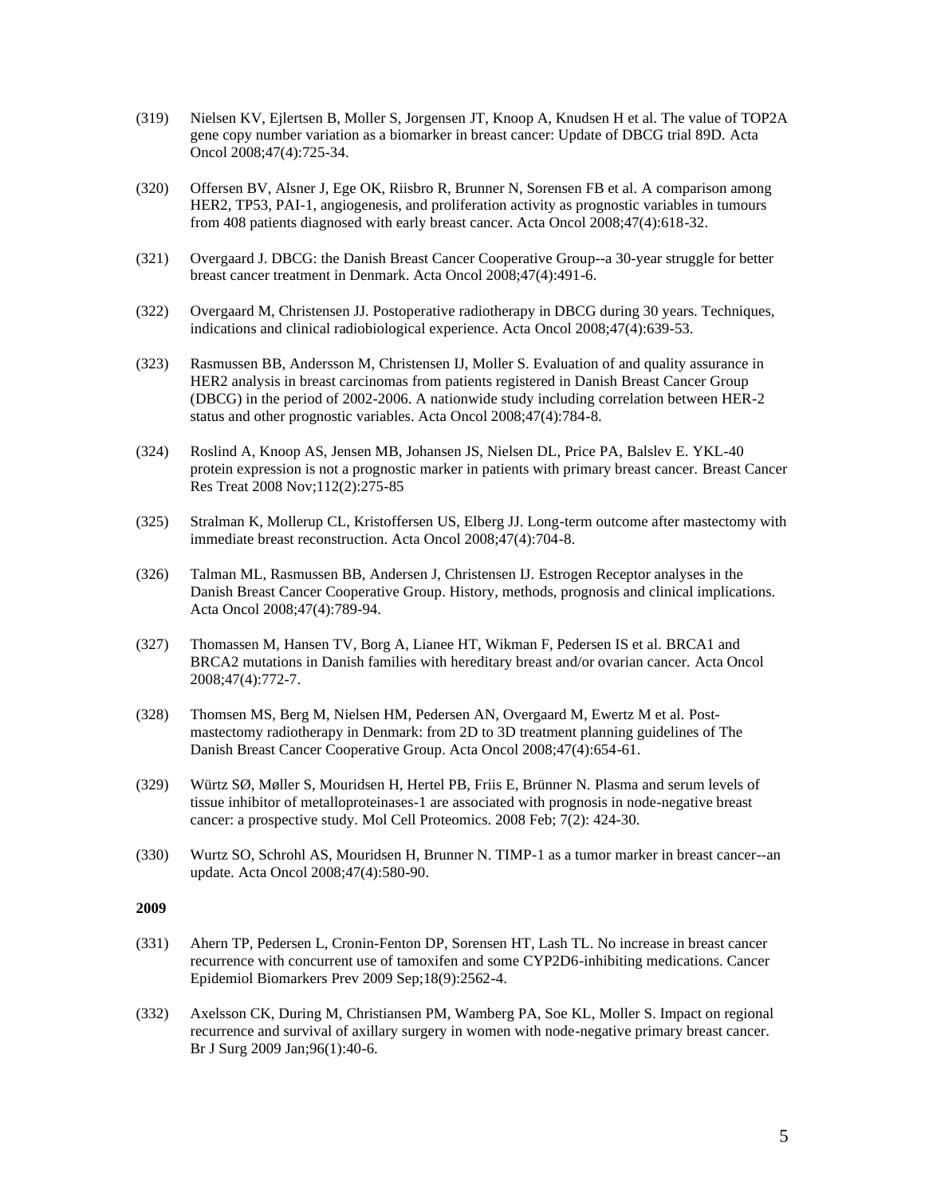(319) Nielsen KV, Ejlertsen B, Moller S, Jorgensen JT, Knoop A, Knudsen H et al. The value of TOP2A gene copy number variation as a biomarker in breast cancer: Update of DBCG trial 89D. Acta Oncol 2008;47(4):725-34.

(320) Offersen BV, Alsner J, Ege OK, Riisbro R, Brunner N, Sorensen FB et al. A comparison among HER2, TP53, PAI-1, angiogenesis, and proliferation activity as prognostic variables in tumours from 408 patients diagnosed with early breast cancer. Acta Oncol 2008;47(4):618-32.

(321) Overgaard J. DBCG: the Danish Breast Cancer Cooperative Group--a 30-year struggle for better breast cancer treatment in Denmark. Acta Oncol 2008;47(4):491-6.

(322) Overgaard M, Christensen JJ. Postoperative radiotherapy in DBCG during 30 years. Techniques, indications and clinical radiobiological experience. Acta Oncol 2008;47(4):639-53.

(323) Rasmussen BB, Andersson M, Christensen IJ, Moller S. Evaluation of and quality assurance in HER2 analysis in breast carcinomas from patients registered in Danish Breast Cancer Group (DBCG) in the period of 2002-2006. A nationwide study including correlation between HER-2 status and other prognostic variables. Acta Oncol 2008;47(4):784-8.

(324) Roslind A, Knoop AS, Jensen MB, Johansen JS, Nielsen DL, Price PA, Balslev E. YKL-40 protein expression is not a prognostic marker in patients with primary breast cancer. Breast Cancer Res Treat 2008 Nov;112(2):275-85

(325) Stralman K, Mollerup CL, Kristoffersen US, Elberg JJ. Long-term outcome after mastectomy with immediate breast reconstruction. Acta Oncol 2008;47(4):704-8.

(326) Talman ML, Rasmussen BB, Andersen J, Christensen IJ. Estrogen Receptor analyses in the Danish Breast Cancer Cooperative Group. History, methods, prognosis and clinical implications. Acta Oncol 2008;47(4):789-94.

(327) Thomassen M, Hansen TV, Borg A, Lianee HT, Wikman F, Pedersen IS et al. BRCA1 and BRCA2 mutations in Danish families with hereditary breast and/or ovarian cancer. Acta Oncol 2008;47(4):772-7.

(328) Thomsen MS, Berg M, Nielsen HM, Pedersen AN, Overgaard M, Ewertz M et al. Post-mastectomy radiotherapy in Denmark: from 2D to 3D treatment planning guidelines of The Danish Breast Cancer Cooperative Group. Acta Oncol 2008;47(4):654-61.

(329) Würtz SØ, Møller S, Mouridsen H, Hertel PB, Friis E, Brünner N. Plasma and serum levels of tissue inhibitor of metalloproteinases-1 are associated with prognosis in node-negative breast cancer: a prospective study. Mol Cell Proteomics. 2008 Feb; 7(2): 424-30.

(330) Wurtz SO, Schrohl AS, Mouridsen H, Brunner N. TIMP-1 as a tumor marker in breast cancer--an update. Acta Oncol 2008;47(4):580-90.

**2009**

(331) Ahern TP, Pedersen L, Cronin-Fenton DP, Sorensen HT, Lash TL. No increase in breast cancer recurrence with concurrent use of tamoxifen and some CYP2D6-inhibiting medications. Cancer Epidemiol Biomarkers Prev 2009 Sep;18(9):2562-4.

(332) Axelsson CK, During M, Christiansen PM, Wamberg PA, Soe KL, Moller S. Impact on regional recurrence and survival of axillary surgery in women with node-negative primary breast cancer. Br J Surg 2009 Jan;96(1):40-6.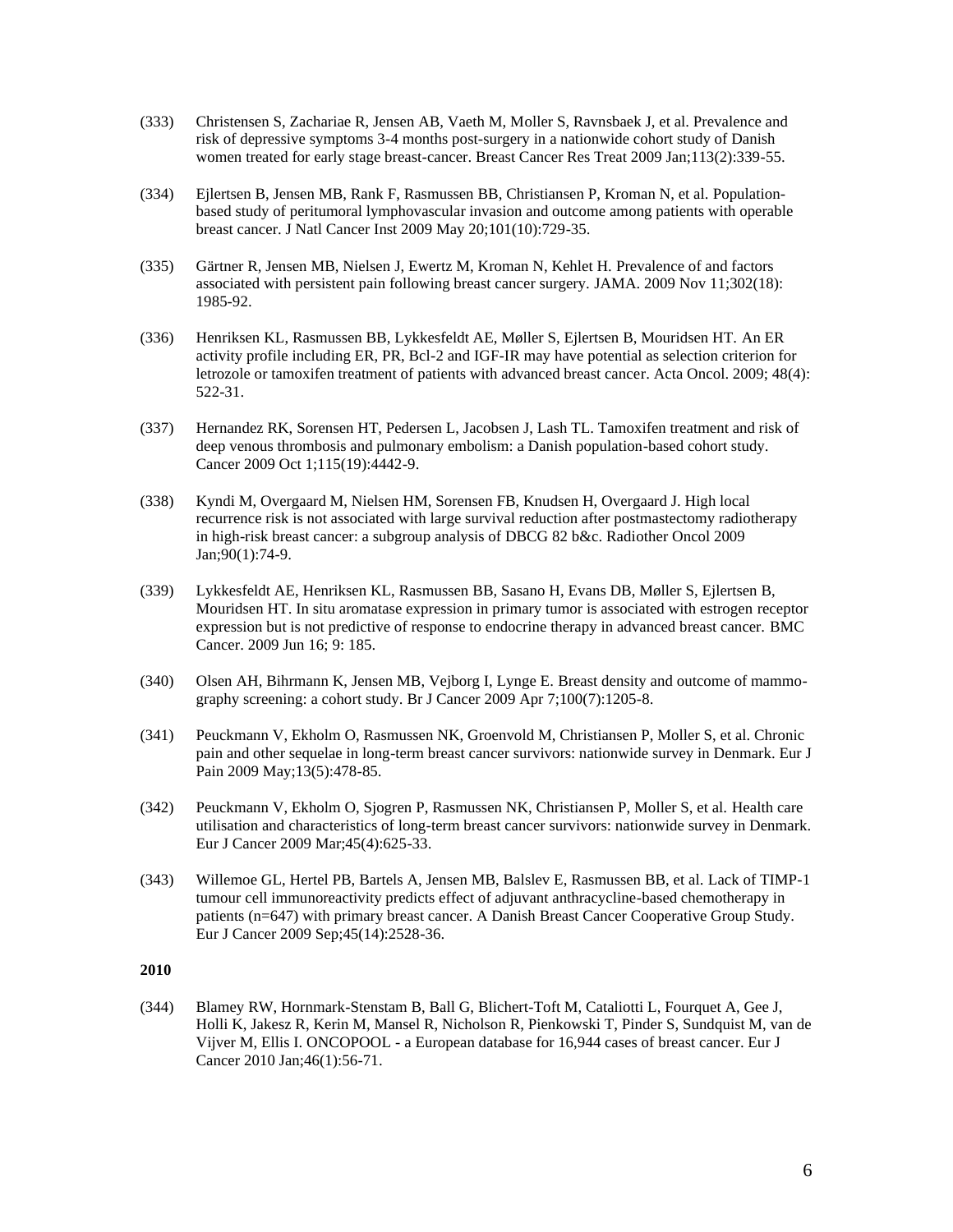(333) Christensen S, Zachariae R, Jensen AB, Vaeth M, Moller S, Ravnsbaek J, et al. Prevalence and risk of depressive symptoms 3-4 months post-surgery in a nationwide cohort study of Danish women treated for early stage breast-cancer. Breast Cancer Res Treat 2009 Jan;113(2):339-55.

(334) Ejlertsen B, Jensen MB, Rank F, Rasmussen BB, Christiansen P, Kroman N, et al. Population-based study of peritumoral lymphovascular invasion and outcome among patients with operable breast cancer. J Natl Cancer Inst 2009 May 20;101(10):729-35.

(335) Gärtner R, Jensen MB, Nielsen J, Ewertz M, Kroman N, Kehlet H. Prevalence of and factors associated with persistent pain following breast cancer surgery. JAMA. 2009 Nov 11;302(18): 1985-92.

(336) Henriksen KL, Rasmussen BB, Lykkesfeldt AE, Møller S, Ejlertsen B, Mouridsen HT. An ER activity profile including ER, PR, Bcl-2 and IGF-IR may have potential as selection criterion for letrozole or tamoxifen treatment of patients with advanced breast cancer. Acta Oncol. 2009; 48(4): 522-31.

(337) Hernandez RK, Sorensen HT, Pedersen L, Jacobsen J, Lash TL. Tamoxifen treatment and risk of deep venous thrombosis and pulmonary embolism: a Danish population-based cohort study. Cancer 2009 Oct 1;115(19):4442-9.

(338) Kyndi M, Overgaard M, Nielsen HM, Sorensen FB, Knudsen H, Overgaard J. High local recurrence risk is not associated with large survival reduction after postmastectomy radiotherapy in high-risk breast cancer: a subgroup analysis of DBCG 82 b&c. Radiother Oncol 2009 Jan;90(1):74-9.

(339) Lykkesfeldt AE, Henriksen KL, Rasmussen BB, Sasano H, Evans DB, Møller S, Ejlertsen B, Mouridsen HT. In situ aromatase expression in primary tumor is associated with estrogen receptor expression but is not predictive of response to endocrine therapy in advanced breast cancer. BMC Cancer. 2009 Jun 16; 9: 185.

(340) Olsen AH, Bihrmann K, Jensen MB, Vejborg I, Lynge E. Breast density and outcome of mammography screening: a cohort study. Br J Cancer 2009 Apr 7;100(7):1205-8.

(341) Peuckmann V, Ekholm O, Rasmussen NK, Groenvold M, Christiansen P, Moller S, et al. Chronic pain and other sequelae in long-term breast cancer survivors: nationwide survey in Denmark. Eur J Pain 2009 May;13(5):478-85.

(342) Peuckmann V, Ekholm O, Sjogren P, Rasmussen NK, Christiansen P, Moller S, et al. Health care utilisation and characteristics of long-term breast cancer survivors: nationwide survey in Denmark. Eur J Cancer 2009 Mar;45(4):625-33.

(343) Willemoe GL, Hertel PB, Bartels A, Jensen MB, Balslev E, Rasmussen BB, et al. Lack of TIMP-1 tumour cell immunoreactivity predicts effect of adjuvant anthracycline-based chemotherapy in patients (n=647) with primary breast cancer. A Danish Breast Cancer Cooperative Group Study. Eur J Cancer 2009 Sep;45(14):2528-36.

**2010**

(344) Blamey RW, Hornmark-Stenstam B, Ball G, Blichert-Toft M, Cataliotti L, Fourquet A, Gee J, Holli K, Jakesz R, Kerin M, Mansel R, Nicholson R, Pienkowski T, Pinder S, Sundquist M, van de Vijver M, Ellis I. ONCOPOOL - a European database for 16,944 cases of breast cancer. Eur J Cancer 2010 Jan;46(1):56-71.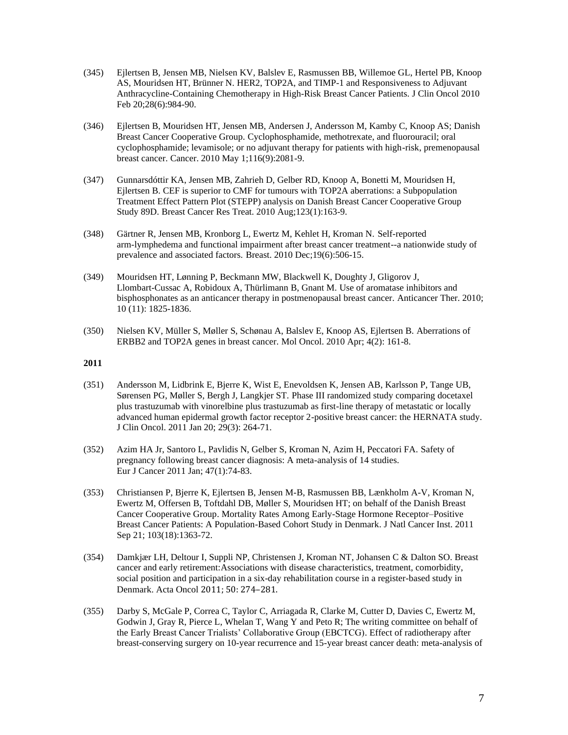(345) Ejlertsen B, Jensen MB, Nielsen KV, Balslev E, Rasmussen BB, Willemoe GL, Hertel PB, Knoop AS, Mouridsen HT, Brünner N. HER2, TOP2A, and TIMP-1 and Responsiveness to Adjuvant Anthracycline-Containing Chemotherapy in High-Risk Breast Cancer Patients. J Clin Oncol 2010 Feb 20;28(6):984-90.

(346) Ejlertsen B, Mouridsen HT, Jensen MB, Andersen J, Andersson M, Kamby C, Knoop AS; Danish Breast Cancer Cooperative Group. Cyclophosphamide, methotrexate, and fluorouracil; oral cyclophosphamide; levamisole; or no adjuvant therapy for patients with high-risk, premenopausal breast cancer. Cancer. 2010 May 1;116(9):2081-9.

(347) Gunnarsdóttir KA, Jensen MB, Zahrieh D, Gelber RD, Knoop A, Bonetti M, Mouridsen H, Ejlertsen B. CEF is superior to CMF for tumours with TOP2A aberrations: a Subpopulation Treatment Effect Pattern Plot (STEPP) analysis on Danish Breast Cancer Cooperative Group Study 89D. Breast Cancer Res Treat. 2010 Aug;123(1):163-9.

(348) Gärtner R, Jensen MB, Kronborg L, Ewertz M, Kehlet H, Kroman N. Self-reported arm-lymphedema and functional impairment after breast cancer treatment--a nationwide study of prevalence and associated factors. Breast. 2010 Dec;19(6):506-15.

(349) Mouridsen HT, Lønning P, Beckmann MW, Blackwell K, Doughty J, Gligorov J, Llombart-Cussac A, Robidoux A, Thürlimann B, Gnant M. Use of aromatase inhibitors and bisphosphonates as an anticancer therapy in postmenopausal breast cancer. Anticancer Ther. 2010; 10 (11): 1825-1836.

(350) Nielsen KV, Müller S, Møller S, Schønau A, Balslev E, Knoop AS, Ejlertsen B. Aberrations of ERBB2 and TOP2A genes in breast cancer. Mol Oncol. 2010 Apr; 4(2): 161-8.

**2011**

(351) Andersson M, Lidbrink E, Bjerre K, Wist E, Enevoldsen K, Jensen AB, Karlsson P, Tange UB, Sørensen PG, Møller S, Bergh J, Langkjer ST. Phase III randomized study comparing docetaxel plus trastuzumab with vinorelbine plus trastuzumab as first-line therapy of metastatic or locally advanced human epidermal growth factor receptor 2-positive breast cancer: the HERNATA study. J Clin Oncol. 2011 Jan 20; 29(3): 264-71.

(352) Azim HA Jr, Santoro L, Pavlidis N, Gelber S, Kroman N, Azim H, Peccatori FA. Safety of pregnancy following breast cancer diagnosis: A meta-analysis of 14 studies. Eur J Cancer 2011 Jan; 47(1):74-83.

(353) Christiansen P, Bjerre K, Ejlertsen B, Jensen M-B, Rasmussen BB, Lænkholm A-V, Kroman N, Ewertz M, Offersen B, Toftdahl DB, Møller S, Mouridsen HT; on behalf of the Danish Breast Cancer Cooperative Group. Mortality Rates Among Early-Stage Hormone Receptor–Positive Breast Cancer Patients: A Population-Based Cohort Study in Denmark. J Natl Cancer Inst. 2011 Sep 21; 103(18):1363-72.

(354) Damkjær LH, Deltour I, Suppli NP, Christensen J, Kroman NT, Johansen C & Dalton SO. Breast cancer and early retirement:Associations with disease characteristics, treatment, comorbidity, social position and participation in a six-day rehabilitation course in a register-based study in Denmark. Acta Oncol 2011; 50: 274–281.

(355) Darby S, McGale P, Correa C, Taylor C, Arriagada R, Clarke M, Cutter D, Davies C, Ewertz M, Godwin J, Gray R, Pierce L, Whelan T, Wang Y and Peto R; The writing committee on behalf of the Early Breast Cancer Trialists' Collaborative Group (EBCTCG). Effect of radiotherapy after breast-conserving surgery on 10-year recurrence and 15-year breast cancer death: meta-analysis of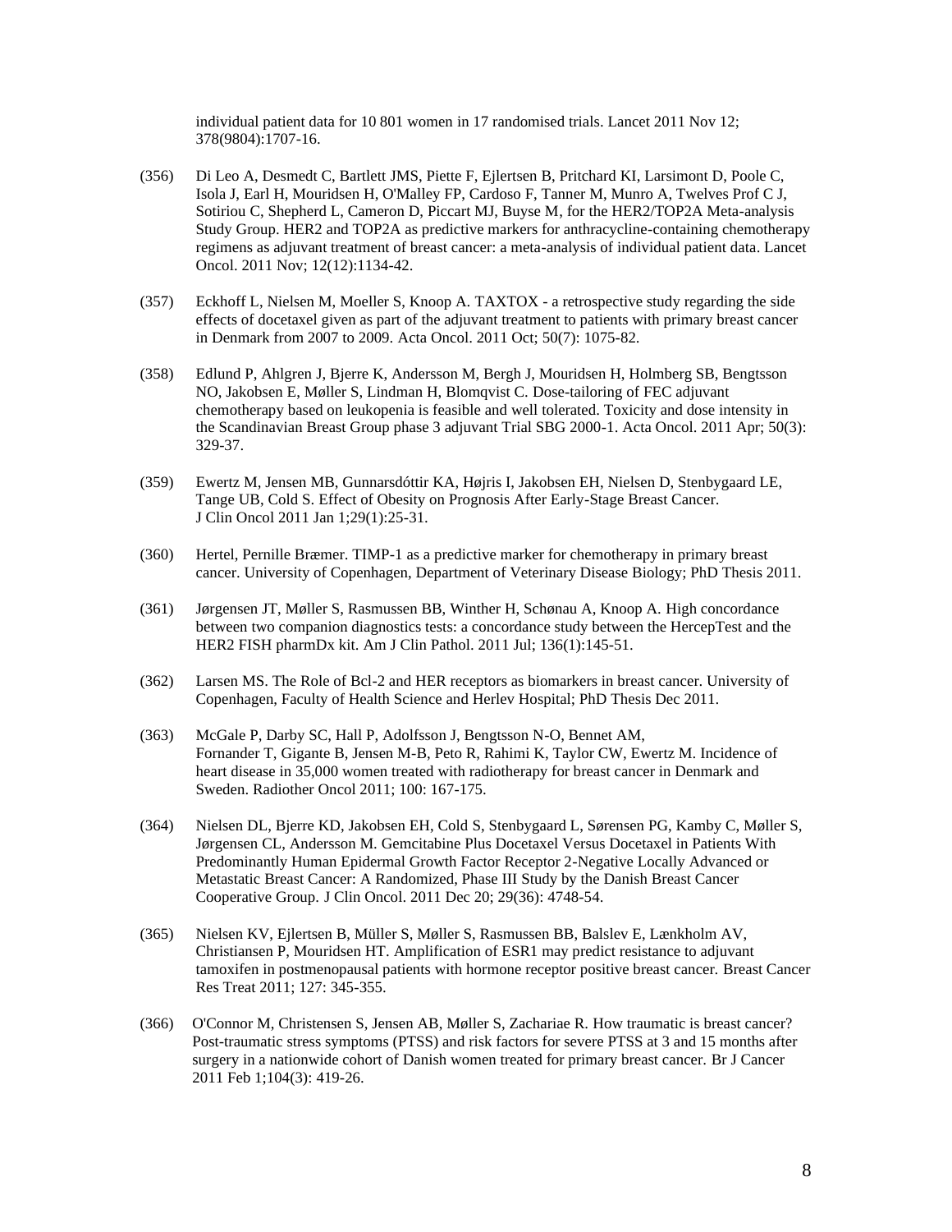individual patient data for 10 801 women in 17 randomised trials. Lancet 2011 Nov 12; 378(9804):1707-16.

(356) Di Leo A, Desmedt C, Bartlett JMS, Piette F, Ejlertsen B, Pritchard KI, Larsimont D, Poole C, Isola J, Earl H, Mouridsen H, O'Malley FP, Cardoso F, Tanner M, Munro A, Twelves Prof C J, Sotiriou C, Shepherd L, Cameron D, Piccart MJ, Buyse M, for the HER2/TOP2A Meta-analysis Study Group. HER2 and TOP2A as predictive markers for anthracycline-containing chemotherapy regimens as adjuvant treatment of breast cancer: a meta-analysis of individual patient data. Lancet Oncol. 2011 Nov; 12(12):1134-42.

(357) Eckhoff L, Nielsen M, Moeller S, Knoop A. TAXTOX - a retrospective study regarding the side effects of docetaxel given as part of the adjuvant treatment to patients with primary breast cancer in Denmark from 2007 to 2009. Acta Oncol. 2011 Oct; 50(7): 1075-82.

(358) Edlund P, Ahlgren J, Bjerre K, Andersson M, Bergh J, Mouridsen H, Holmberg SB, Bengtsson NO, Jakobsen E, Møller S, Lindman H, Blomqvist C. Dose-tailoring of FEC adjuvant chemotherapy based on leukopenia is feasible and well tolerated. Toxicity and dose intensity in the Scandinavian Breast Group phase 3 adjuvant Trial SBG 2000-1. Acta Oncol. 2011 Apr; 50(3): 329-37.

(359) Ewertz M, Jensen MB, Gunnarsdóttir KA, Højris I, Jakobsen EH, Nielsen D, Stenbygaard LE, Tange UB, Cold S. Effect of Obesity on Prognosis After Early-Stage Breast Cancer. J Clin Oncol 2011 Jan 1;29(1):25-31.

(360) Hertel, Pernille Bræmer. TIMP-1 as a predictive marker for chemotherapy in primary breast cancer. University of Copenhagen, Department of Veterinary Disease Biology; PhD Thesis 2011.

(361) Jørgensen JT, Møller S, Rasmussen BB, Winther H, Schønau A, Knoop A. High concordance between two companion diagnostics tests: a concordance study between the HercepTest and the HER2 FISH pharmDx kit. Am J Clin Pathol. 2011 Jul; 136(1):145-51.

(362) Larsen MS. The Role of Bcl-2 and HER receptors as biomarkers in breast cancer. University of Copenhagen, Faculty of Health Science and Herlev Hospital; PhD Thesis Dec 2011.

(363) McGale P, Darby SC, Hall P, Adolfsson J, Bengtsson N-O, Bennet AM, Fornander T, Gigante B, Jensen M-B, Peto R, Rahimi K, Taylor CW, Ewertz M. Incidence of heart disease in 35,000 women treated with radiotherapy for breast cancer in Denmark and Sweden. Radiother Oncol 2011; 100: 167-175.

(364) Nielsen DL, Bjerre KD, Jakobsen EH, Cold S, Stenbygaard L, Sørensen PG, Kamby C, Møller S, Jørgensen CL, Andersson M. Gemcitabine Plus Docetaxel Versus Docetaxel in Patients With Predominantly Human Epidermal Growth Factor Receptor 2-Negative Locally Advanced or Metastatic Breast Cancer: A Randomized, Phase III Study by the Danish Breast Cancer Cooperative Group. J Clin Oncol. 2011 Dec 20; 29(36): 4748-54.

(365) Nielsen KV, Ejlertsen B, Müller S, Møller S, Rasmussen BB, Balslev E, Lænkholm AV, Christiansen P, Mouridsen HT. Amplification of ESR1 may predict resistance to adjuvant tamoxifen in postmenopausal patients with hormone receptor positive breast cancer. Breast Cancer Res Treat 2011; 127: 345-355.

(366) O'Connor M, Christensen S, Jensen AB, Møller S, Zachariae R. How traumatic is breast cancer? Post-traumatic stress symptoms (PTSS) and risk factors for severe PTSS at 3 and 15 months after surgery in a nationwide cohort of Danish women treated for primary breast cancer. Br J Cancer 2011 Feb 1;104(3): 419-26.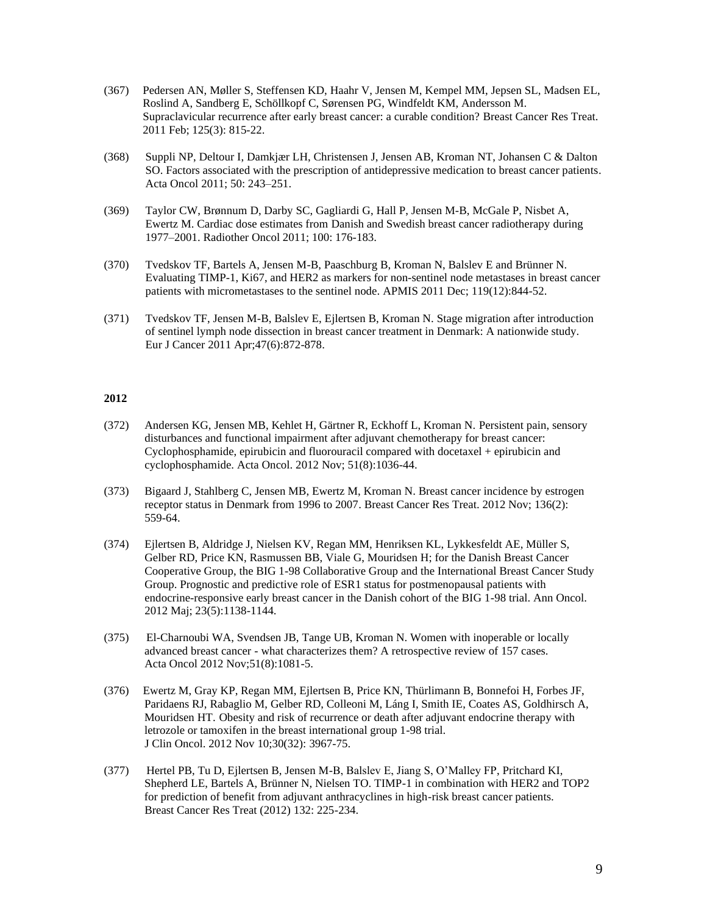(367) Pedersen AN, Møller S, Steffensen KD, Haahr V, Jensen M, Kempel MM, Jepsen SL, Madsen EL, Roslind A, Sandberg E, Schöllkopf C, Sørensen PG, Windfeldt KM, Andersson M. Supraclavicular recurrence after early breast cancer: a curable condition? Breast Cancer Res Treat. 2011 Feb; 125(3): 815-22.

(368) Suppli NP, Deltour I, Damkjær LH, Christensen J, Jensen AB, Kroman NT, Johansen C & Dalton SO. Factors associated with the prescription of antidepressive medication to breast cancer patients. Acta Oncol 2011; 50: 243–251.

(369) Taylor CW, Brønnum D, Darby SC, Gagliardi G, Hall P, Jensen M-B, McGale P, Nisbet A, Ewertz M. Cardiac dose estimates from Danish and Swedish breast cancer radiotherapy during 1977–2001. Radiother Oncol 2011; 100: 176-183.

(370) Tvedskov TF, Bartels A, Jensen M-B, Paaschburg B, Kroman N, Balslev E and Brünner N. Evaluating TIMP-1, Ki67, and HER2 as markers for non-sentinel node metastases in breast cancer patients with micrometastases to the sentinel node. APMIS 2011 Dec; 119(12):844-52.

(371) Tvedskov TF, Jensen M-B, Balslev E, Ejlertsen B, Kroman N. Stage migration after introduction of sentinel lymph node dissection in breast cancer treatment in Denmark: A nationwide study. Eur J Cancer 2011 Apr;47(6):872-878.

**2012**

(372) Andersen KG, Jensen MB, Kehlet H, Gärtner R, Eckhoff L, Kroman N. Persistent pain, sensory disturbances and functional impairment after adjuvant chemotherapy for breast cancer: Cyclophosphamide, epirubicin and fluorouracil compared with docetaxel + epirubicin and cyclophosphamide. Acta Oncol. 2012 Nov; 51(8):1036-44.

(373) Bigaard J, Stahlberg C, Jensen MB, Ewertz M, Kroman N. Breast cancer incidence by estrogen receptor status in Denmark from 1996 to 2007. Breast Cancer Res Treat. 2012 Nov; 136(2): 559-64.

(374) Ejlertsen B, Aldridge J, Nielsen KV, Regan MM, Henriksen KL, Lykkesfeldt AE, Müller S, Gelber RD, Price KN, Rasmussen BB, Viale G, Mouridsen H; for the Danish Breast Cancer Cooperative Group, the BIG 1-98 Collaborative Group and the International Breast Cancer Study Group. Prognostic and predictive role of ESR1 status for postmenopausal patients with endocrine-responsive early breast cancer in the Danish cohort of the BIG 1-98 trial. Ann Oncol. 2012 Maj; 23(5):1138-1144.

(375) El-Charnoubi WA, Svendsen JB, Tange UB, Kroman N. Women with inoperable or locally advanced breast cancer - what characterizes them? A retrospective review of 157 cases. Acta Oncol 2012 Nov;51(8):1081-5.

(376) Ewertz M, Gray KP, Regan MM, Ejlertsen B, Price KN, Thürlimann B, Bonnefoi H, Forbes JF, Paridaens RJ, Rabaglio M, Gelber RD, Colleoni M, Láng I, Smith IE, Coates AS, Goldhirsch A, Mouridsen HT. Obesity and risk of recurrence or death after adjuvant endocrine therapy with letrozole or tamoxifen in the breast international group 1-98 trial. J Clin Oncol. 2012 Nov 10;30(32): 3967-75.

(377) Hertel PB, Tu D, Ejlertsen B, Jensen M-B, Balslev E, Jiang S, O'Malley FP, Pritchard KI, Shepherd LE, Bartels A, Brünner N, Nielsen TO. TIMP-1 in combination with HER2 and TOP2 for prediction of benefit from adjuvant anthracyclines in high-risk breast cancer patients. Breast Cancer Res Treat (2012) 132: 225-234.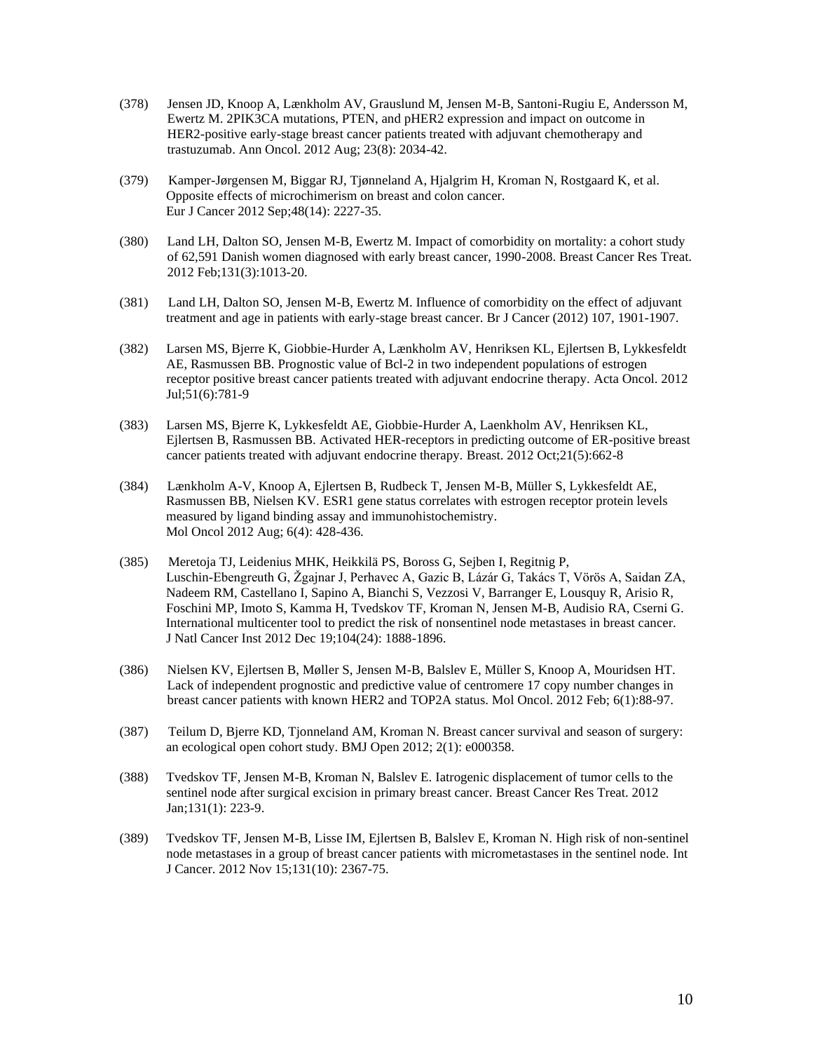(378) Jensen JD, Knoop A, Lænkholm AV, Grauslund M, Jensen M-B, Santoni-Rugiu E, Andersson M, Ewertz M. 2PIK3CA mutations, PTEN, and pHER2 expression and impact on outcome in HER2-positive early-stage breast cancer patients treated with adjuvant chemotherapy and trastuzumab. Ann Oncol. 2012 Aug; 23(8): 2034-42.

(379) Kamper-Jørgensen M, Biggar RJ, Tjønneland A, Hjalgrim H, Kroman N, Rostgaard K, et al. Opposite effects of microchimerism on breast and colon cancer. Eur J Cancer 2012 Sep;48(14): 2227-35.

(380) Land LH, Dalton SO, Jensen M-B, Ewertz M. Impact of comorbidity on mortality: a cohort study of 62,591 Danish women diagnosed with early breast cancer, 1990-2008. Breast Cancer Res Treat. 2012 Feb;131(3):1013-20.

(381) Land LH, Dalton SO, Jensen M-B, Ewertz M. Influence of comorbidity on the effect of adjuvant treatment and age in patients with early-stage breast cancer. Br J Cancer (2012) 107, 1901-1907.

(382) Larsen MS, Bjerre K, Giobbie-Hurder A, Lænkholm AV, Henriksen KL, Ejlertsen B, Lykkesfeldt AE, Rasmussen BB. Prognostic value of Bcl-2 in two independent populations of estrogen receptor positive breast cancer patients treated with adjuvant endocrine therapy. Acta Oncol. 2012 Jul;51(6):781-9

(383) Larsen MS, Bjerre K, Lykkesfeldt AE, Giobbie-Hurder A, Laenkholm AV, Henriksen KL, Ejlertsen B, Rasmussen BB. Activated HER-receptors in predicting outcome of ER-positive breast cancer patients treated with adjuvant endocrine therapy. Breast. 2012 Oct;21(5):662-8

(384) Lænkholm A-V, Knoop A, Ejlertsen B, Rudbeck T, Jensen M-B, Müller S, Lykkesfeldt AE, Rasmussen BB, Nielsen KV. ESR1 gene status correlates with estrogen receptor protein levels measured by ligand binding assay and immunohistochemistry. Mol Oncol 2012 Aug; 6(4): 428-436.

(385) Meretoja TJ, Leidenius MHK, Heikkilä PS, Boross G, Sejben I, Regitnig P, Luschin-Ebengreuth G, Žgajnar J, Perhavec A, Gazic B, Lázár G, Takács T, Vörös A, Saidan ZA, Nadeem RM, Castellano I, Sapino A, Bianchi S, Vezzosi V, Barranger E, Lousquy R, Arisio R, Foschini MP, Imoto S, Kamma H, Tvedskov TF, Kroman N, Jensen M-B, Audisio RA, Cserni G. International multicenter tool to predict the risk of nonsentinel node metastases in breast cancer. J Natl Cancer Inst 2012 Dec 19;104(24): 1888-1896.

(386) Nielsen KV, Ejlertsen B, Møller S, Jensen M-B, Balslev E, Müller S, Knoop A, Mouridsen HT. Lack of independent prognostic and predictive value of centromere 17 copy number changes in breast cancer patients with known HER2 and TOP2A status. Mol Oncol. 2012 Feb; 6(1):88-97.

(387) Teilum D, Bjerre KD, Tjonneland AM, Kroman N. Breast cancer survival and season of surgery: an ecological open cohort study. BMJ Open 2012; 2(1): e000358.

(388) Tvedskov TF, Jensen M-B, Kroman N, Balslev E. Iatrogenic displacement of tumor cells to the sentinel node after surgical excision in primary breast cancer. Breast Cancer Res Treat. 2012 Jan;131(1): 223-9.

(389) Tvedskov TF, Jensen M-B, Lisse IM, Ejlertsen B, Balslev E, Kroman N. High risk of non-sentinel node metastases in a group of breast cancer patients with micrometastases in the sentinel node. Int J Cancer. 2012 Nov 15;131(10): 2367-75.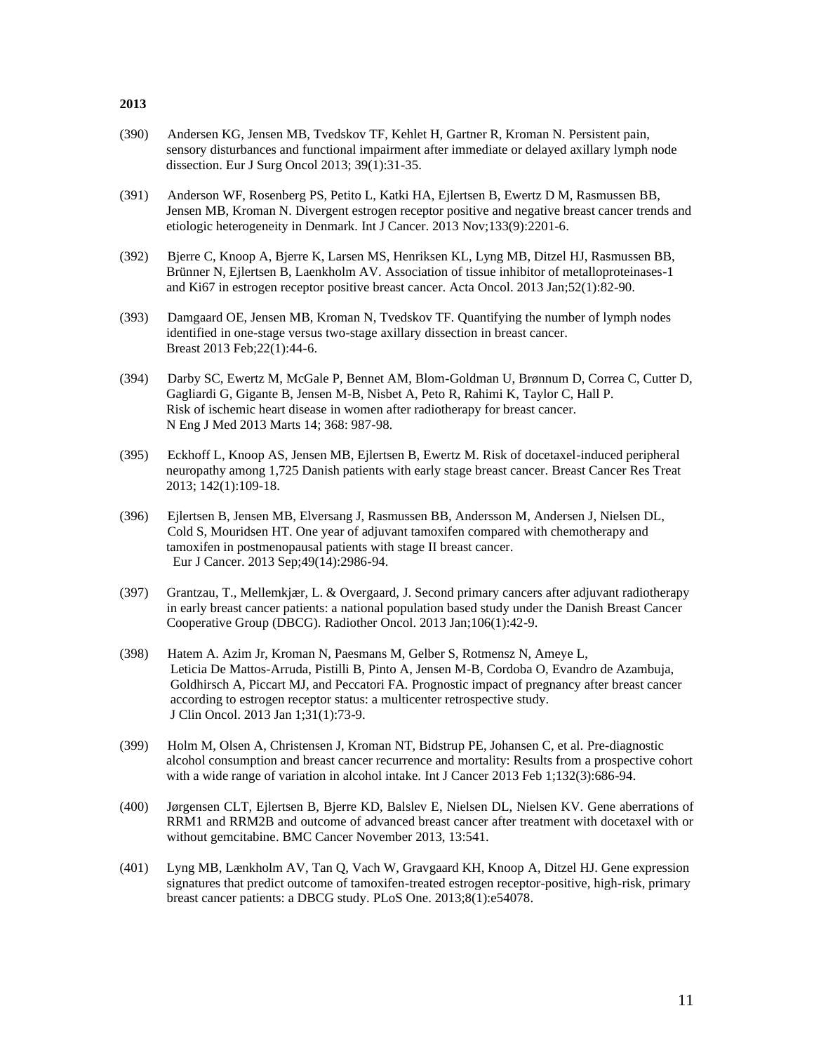**2013**

(390) Andersen KG, Jensen MB, Tvedskov TF, Kehlet H, Gartner R, Kroman N. Persistent pain, sensory disturbances and functional impairment after immediate or delayed axillary lymph node dissection. Eur J Surg Oncol 2013; 39(1):31-35.

(391) Anderson WF, Rosenberg PS, Petito L, Katki HA, Ejlertsen B, Ewertz D M, Rasmussen BB, Jensen MB, Kroman N. Divergent estrogen receptor positive and negative breast cancer trends and etiologic heterogeneity in Denmark. Int J Cancer. 2013 Nov;133(9):2201-6.

(392) Bjerre C, Knoop A, Bjerre K, Larsen MS, Henriksen KL, Lyng MB, Ditzel HJ, Rasmussen BB, Brünner N, Ejlertsen B, Laenkholm AV. Association of tissue inhibitor of metalloproteinases-1 and Ki67 in estrogen receptor positive breast cancer. Acta Oncol. 2013 Jan;52(1):82-90.

(393) Damgaard OE, Jensen MB, Kroman N, Tvedskov TF. Quantifying the number of lymph nodes identified in one-stage versus two-stage axillary dissection in breast cancer. Breast 2013 Feb;22(1):44-6.

(394) Darby SC, Ewertz M, McGale P, Bennet AM, Blom-Goldman U, Brønnum D, Correa C, Cutter D, Gagliardi G, Gigante B, Jensen M-B, Nisbet A, Peto R, Rahimi K, Taylor C, Hall P. Risk of ischemic heart disease in women after radiotherapy for breast cancer. N Eng J Med 2013 Marts 14; 368: 987-98.

(395) Eckhoff L, Knoop AS, Jensen MB, Ejlertsen B, Ewertz M. Risk of docetaxel-induced peripheral neuropathy among 1,725 Danish patients with early stage breast cancer. Breast Cancer Res Treat 2013; 142(1):109-18.

(396) Ejlertsen B, Jensen MB, Elversang J, Rasmussen BB, Andersson M, Andersen J, Nielsen DL, Cold S, Mouridsen HT. One year of adjuvant tamoxifen compared with chemotherapy and tamoxifen in postmenopausal patients with stage II breast cancer. Eur J Cancer. 2013 Sep;49(14):2986-94.

(397) Grantzau, T., Mellemkjær, L. & Overgaard, J. Second primary cancers after adjuvant radiotherapy in early breast cancer patients: a national population based study under the Danish Breast Cancer Cooperative Group (DBCG). Radiother Oncol. 2013 Jan;106(1):42-9.

(398) Hatem A. Azim Jr, Kroman N, Paesmans M, Gelber S, Rotmensz N, Ameye L, Leticia De Mattos-Arruda, Pistilli B, Pinto A, Jensen M-B, Cordoba O, Evandro de Azambuja, Goldhirsch A, Piccart MJ, and Peccatori FA. Prognostic impact of pregnancy after breast cancer according to estrogen receptor status: a multicenter retrospective study. J Clin Oncol. 2013 Jan 1;31(1):73-9.

(399) Holm M, Olsen A, Christensen J, Kroman NT, Bidstrup PE, Johansen C, et al. Pre-diagnostic alcohol consumption and breast cancer recurrence and mortality: Results from a prospective cohort with a wide range of variation in alcohol intake. Int J Cancer 2013 Feb 1;132(3):686-94.

(400) Jørgensen CLT, Ejlertsen B, Bjerre KD, Balslev E, Nielsen DL, Nielsen KV. Gene aberrations of RRM1 and RRM2B and outcome of advanced breast cancer after treatment with docetaxel with or without gemcitabine. BMC Cancer November 2013, 13:541.

(401) Lyng MB, Lænkholm AV, Tan Q, Vach W, Gravgaard KH, Knoop A, Ditzel HJ. Gene expression signatures that predict outcome of tamoxifen-treated estrogen receptor-positive, high-risk, primary breast cancer patients: a DBCG study. PLoS One. 2013;8(1):e54078.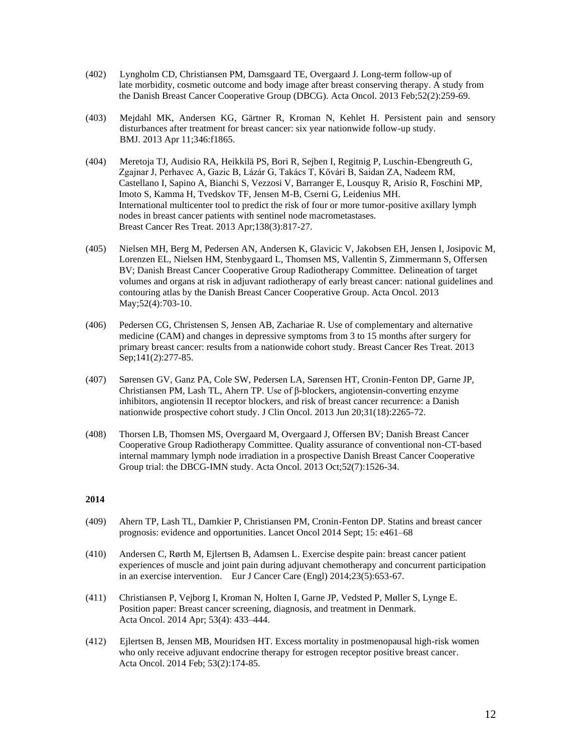(402) Lyngholm CD, Christiansen PM, Damsgaard TE, Overgaard J. Long-term follow-up of late morbidity, cosmetic outcome and body image after breast conserving therapy. A study from the Danish Breast Cancer Cooperative Group (DBCG). Acta Oncol. 2013 Feb;52(2):259-69.

(403) Mejdahl MK, Andersen KG, Gärtner R, Kroman N, Kehlet H. Persistent pain and sensory disturbances after treatment for breast cancer: six year nationwide follow-up study. BMJ. 2013 Apr 11;346:f1865.

(404) Meretoja TJ, Audisio RA, Heikkilä PS, Bori R, Sejben I, Regitnig P, Luschin-Ebengreuth G, Zgajnar J, Perhavec A, Gazic B, Lázár G, Takács T, Kővári B, Saidan ZA, Nadeem RM, Castellano I, Sapino A, Bianchi S, Vezzosi V, Barranger E, Lousquy R, Arisio R, Foschini MP, Imoto S, Kamma H, Tvedskov TF, Jensen M-B, Cserni G, Leidenius MH. International multicenter tool to predict the risk of four or more tumor-positive axillary lymph nodes in breast cancer patients with sentinel node macrometastases. Breast Cancer Res Treat. 2013 Apr;138(3):817-27.

(405) Nielsen MH, Berg M, Pedersen AN, Andersen K, Glavicic V, Jakobsen EH, Jensen I, Josipovic M, Lorenzen EL, Nielsen HM, Stenbygaard L, Thomsen MS, Vallentin S, Zimmermann S, Offersen BV; Danish Breast Cancer Cooperative Group Radiotherapy Committee. Delineation of target volumes and organs at risk in adjuvant radiotherapy of early breast cancer: national guidelines and contouring atlas by the Danish Breast Cancer Cooperative Group. Acta Oncol. 2013 May;52(4):703-10.

(406) Pedersen CG, Christensen S, Jensen AB, Zachariae R. Use of complementary and alternative medicine (CAM) and changes in depressive symptoms from 3 to 15 months after surgery for primary breast cancer: results from a nationwide cohort study. Breast Cancer Res Treat. 2013 Sep;141(2):277-85.

(407) Sørensen GV, Ganz PA, Cole SW, Pedersen LA, Sørensen HT, Cronin-Fenton DP, Garne JP, Christiansen PM, Lash TL, Ahern TP. Use of β-blockers, angiotensin-converting enzyme inhibitors, angiotensin II receptor blockers, and risk of breast cancer recurrence: a Danish nationwide prospective cohort study. J Clin Oncol. 2013 Jun 20;31(18):2265-72.

(408) Thorsen LB, Thomsen MS, Overgaard M, Overgaard J, Offersen BV; Danish Breast Cancer Cooperative Group Radiotherapy Committee. Quality assurance of conventional non-CT-based internal mammary lymph node irradiation in a prospective Danish Breast Cancer Cooperative Group trial: the DBCG-IMN study. Acta Oncol. 2013 Oct;52(7):1526-34.

**2014**

(409) Ahern TP, Lash TL, Damkier P, Christiansen PM, Cronin-Fenton DP. Statins and breast cancer prognosis: evidence and opportunities. Lancet Oncol 2014 Sept; 15: e461–68

(410) Andersen C, Rørth M, Ejlertsen B, Adamsen L. Exercise despite pain: breast cancer patient experiences of muscle and joint pain during adjuvant chemotherapy and concurrent participation in an exercise intervention. Eur J Cancer Care (Engl) 2014;23(5):653-67.

(411) Christiansen P, Vejborg I, Kroman N, Holten I, Garne JP, Vedsted P, Møller S, Lynge E. Position paper: Breast cancer screening, diagnosis, and treatment in Denmark. Acta Oncol. 2014 Apr; 53(4): 433–444.

(412) Ejlertsen B, Jensen MB, Mouridsen HT. Excess mortality in postmenopausal high-risk women who only receive adjuvant endocrine therapy for estrogen receptor positive breast cancer. Acta Oncol. 2014 Feb; 53(2):174-85.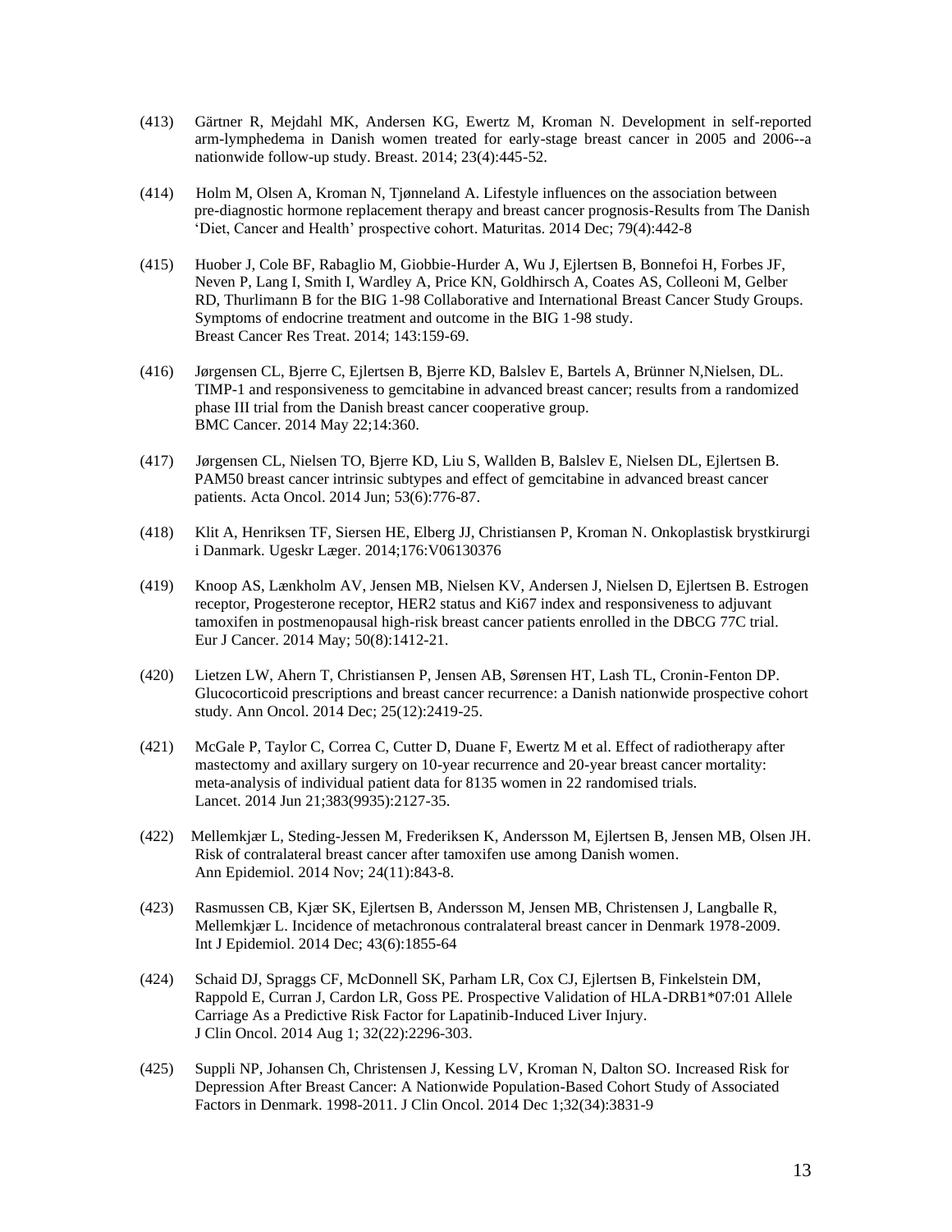(413) Gärtner R, Mejdahl MK, Andersen KG, Ewertz M, Kroman N. Development in self-reported arm-lymphedema in Danish women treated for early-stage breast cancer in 2005 and 2006--a nationwide follow-up study. Breast. 2014; 23(4):445-52.

(414) Holm M, Olsen A, Kroman N, Tjønneland A. Lifestyle influences on the association between pre-diagnostic hormone replacement therapy and breast cancer prognosis-Results from The Danish 'Diet, Cancer and Health' prospective cohort. Maturitas. 2014 Dec; 79(4):442-8

(415) Huober J, Cole BF, Rabaglio M, Giobbie-Hurder A, Wu J, Ejlertsen B, Bonnefoi H, Forbes JF, Neven P, Lang I, Smith I, Wardley A, Price KN, Goldhirsch A, Coates AS, Colleoni M, Gelber RD, Thurlimann B for the BIG 1-98 Collaborative and International Breast Cancer Study Groups. Symptoms of endocrine treatment and outcome in the BIG 1-98 study. Breast Cancer Res Treat. 2014; 143:159-69.

(416) Jørgensen CL, Bjerre C, Ejlertsen B, Bjerre KD, Balslev E, Bartels A, Brünner N,Nielsen, DL. TIMP-1 and responsiveness to gemcitabine in advanced breast cancer; results from a randomized phase III trial from the Danish breast cancer cooperative group. BMC Cancer. 2014 May 22;14:360.

(417) Jørgensen CL, Nielsen TO, Bjerre KD, Liu S, Wallden B, Balslev E, Nielsen DL, Ejlertsen B. PAM50 breast cancer intrinsic subtypes and effect of gemcitabine in advanced breast cancer patients. Acta Oncol. 2014 Jun; 53(6):776-87.

(418) Klit A, Henriksen TF, Siersen HE, Elberg JJ, Christiansen P, Kroman N. Onkoplastisk brystkirurgi i Danmark. Ugeskr Læger. 2014;176:V06130376

(419) Knoop AS, Lænkholm AV, Jensen MB, Nielsen KV, Andersen J, Nielsen D, Ejlertsen B. Estrogen receptor, Progesterone receptor, HER2 status and Ki67 index and responsiveness to adjuvant tamoxifen in postmenopausal high-risk breast cancer patients enrolled in the DBCG 77C trial. Eur J Cancer. 2014 May; 50(8):1412-21.

(420) Lietzen LW, Ahern T, Christiansen P, Jensen AB, Sørensen HT, Lash TL, Cronin-Fenton DP. Glucocorticoid prescriptions and breast cancer recurrence: a Danish nationwide prospective cohort study. Ann Oncol. 2014 Dec; 25(12):2419-25.

(421) McGale P, Taylor C, Correa C, Cutter D, Duane F, Ewertz M et al. Effect of radiotherapy after mastectomy and axillary surgery on 10-year recurrence and 20-year breast cancer mortality: meta-analysis of individual patient data for 8135 women in 22 randomised trials. Lancet. 2014 Jun 21;383(9935):2127-35.

(422) Mellemkjær L, Steding-Jessen M, Frederiksen K, Andersson M, Ejlertsen B, Jensen MB, Olsen JH. Risk of contralateral breast cancer after tamoxifen use among Danish women. Ann Epidemiol. 2014 Nov; 24(11):843-8.

(423) Rasmussen CB, Kjær SK, Ejlertsen B, Andersson M, Jensen MB, Christensen J, Langballe R, Mellemkjær L. Incidence of metachronous contralateral breast cancer in Denmark 1978-2009. Int J Epidemiol. 2014 Dec; 43(6):1855-64

(424) Schaid DJ, Spraggs CF, McDonnell SK, Parham LR, Cox CJ, Ejlertsen B, Finkelstein DM, Rappold E, Curran J, Cardon LR, Goss PE. Prospective Validation of HLA-DRB1*07:01 Allele Carriage As a Predictive Risk Factor for Lapatinib-Induced Liver Injury. J Clin Oncol. 2014 Aug 1; 32(22):2296-303.

(425) Suppli NP, Johansen Ch, Christensen J, Kessing LV, Kroman N, Dalton SO. Increased Risk for Depression After Breast Cancer: A Nationwide Population-Based Cohort Study of Associated Factors in Denmark. 1998-2011. J Clin Oncol. 2014 Dec 1;32(34):3831-9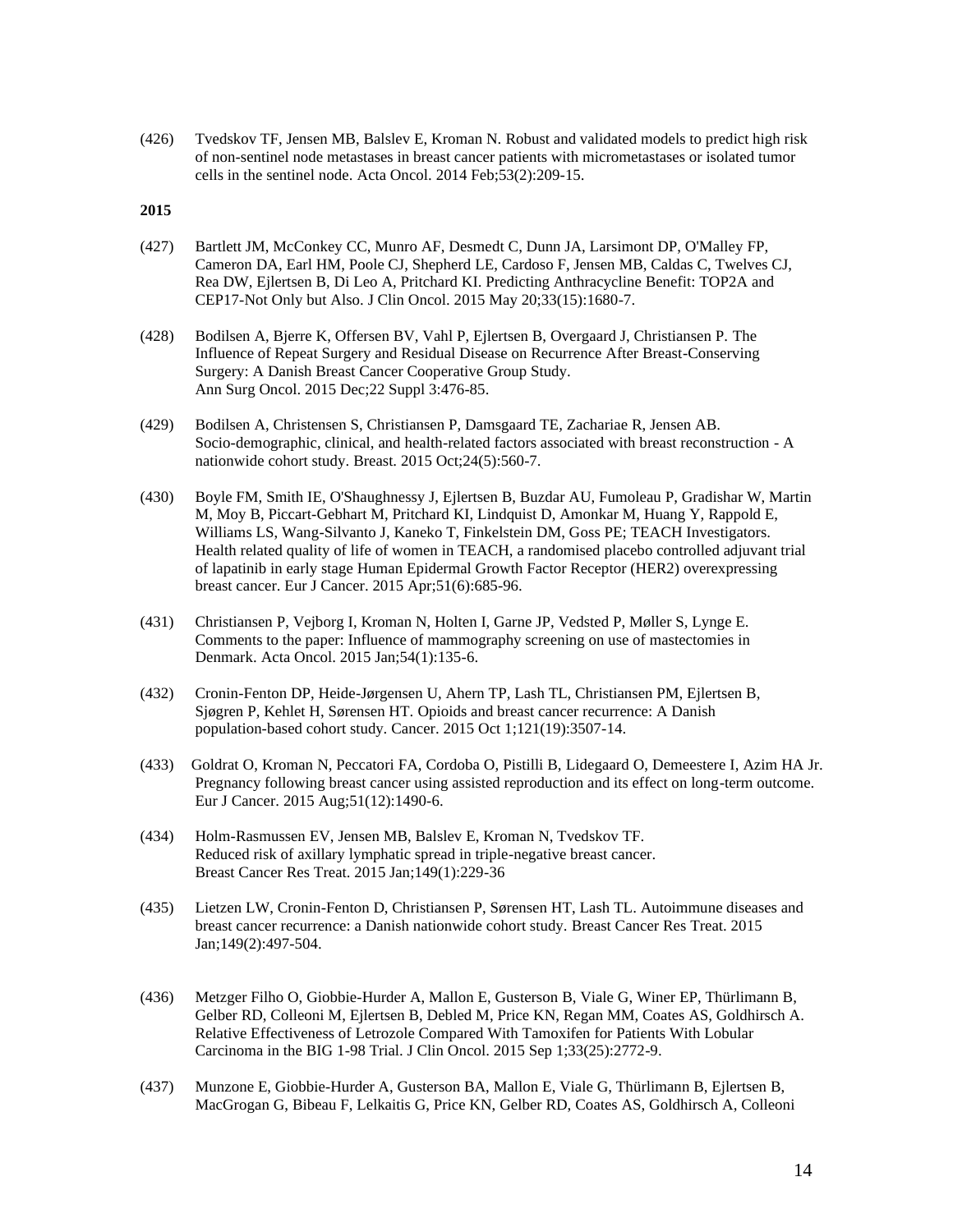(426) Tvedskov TF, Jensen MB, Balslev E, Kroman N. Robust and validated models to predict high risk of non-sentinel node metastases in breast cancer patients with micrometastases or isolated tumor cells in the sentinel node. Acta Oncol. 2014 Feb;53(2):209-15.

**2015**

(427) Bartlett JM, McConkey CC, Munro AF, Desmedt C, Dunn JA, Larsimont DP, O'Malley FP, Cameron DA, Earl HM, Poole CJ, Shepherd LE, Cardoso F, Jensen MB, Caldas C, Twelves CJ, Rea DW, Ejlertsen B, Di Leo A, Pritchard KI. Predicting Anthracycline Benefit: TOP2A and CEP17-Not Only but Also. J Clin Oncol. 2015 May 20;33(15):1680-7.

(428) Bodilsen A, Bjerre K, Offersen BV, Vahl P, Ejlertsen B, Overgaard J, Christiansen P. The Influence of Repeat Surgery and Residual Disease on Recurrence After Breast-Conserving Surgery: A Danish Breast Cancer Cooperative Group Study. Ann Surg Oncol. 2015 Dec;22 Suppl 3:476-85.

(429) Bodilsen A, Christensen S, Christiansen P, Damsgaard TE, Zachariae R, Jensen AB. Socio-demographic, clinical, and health-related factors associated with breast reconstruction - A nationwide cohort study. Breast. 2015 Oct;24(5):560-7.

(430) Boyle FM, Smith IE, O'Shaughnessy J, Ejlertsen B, Buzdar AU, Fumoleau P, Gradishar W, Martin M, Moy B, Piccart-Gebhart M, Pritchard KI, Lindquist D, Amonkar M, Huang Y, Rappold E, Williams LS, Wang-Silvanto J, Kaneko T, Finkelstein DM, Goss PE; TEACH Investigators. Health related quality of life of women in TEACH, a randomised placebo controlled adjuvant trial of lapatinib in early stage Human Epidermal Growth Factor Receptor (HER2) overexpressing breast cancer. Eur J Cancer. 2015 Apr;51(6):685-96.

(431) Christiansen P, Vejborg I, Kroman N, Holten I, Garne JP, Vedsted P, Møller S, Lynge E. Comments to the paper: Influence of mammography screening on use of mastectomies in Denmark. Acta Oncol. 2015 Jan;54(1):135-6.

(432) Cronin-Fenton DP, Heide-Jørgensen U, Ahern TP, Lash TL, Christiansen PM, Ejlertsen B, Sjøgren P, Kehlet H, Sørensen HT. Opioids and breast cancer recurrence: A Danish population-based cohort study. Cancer. 2015 Oct 1;121(19):3507-14.

(433) Goldrat O, Kroman N, Peccatori FA, Cordoba O, Pistilli B, Lidegaard O, Demeestere I, Azim HA Jr. Pregnancy following breast cancer using assisted reproduction and its effect on long-term outcome. Eur J Cancer. 2015 Aug;51(12):1490-6.

(434) Holm-Rasmussen EV, Jensen MB, Balslev E, Kroman N, Tvedskov TF. Reduced risk of axillary lymphatic spread in triple-negative breast cancer. Breast Cancer Res Treat. 2015 Jan;149(1):229-36

(435) Lietzen LW, Cronin-Fenton D, Christiansen P, Sørensen HT, Lash TL. Autoimmune diseases and breast cancer recurrence: a Danish nationwide cohort study. Breast Cancer Res Treat. 2015 Jan;149(2):497-504.

(436) Metzger Filho O, Giobbie-Hurder A, Mallon E, Gusterson B, Viale G, Winer EP, Thürlimann B, Gelber RD, Colleoni M, Ejlertsen B, Debled M, Price KN, Regan MM, Coates AS, Goldhirsch A. Relative Effectiveness of Letrozole Compared With Tamoxifen for Patients With Lobular Carcinoma in the BIG 1-98 Trial. J Clin Oncol. 2015 Sep 1;33(25):2772-9.

(437) Munzone E, Giobbie-Hurder A, Gusterson BA, Mallon E, Viale G, Thürlimann B, Ejlertsen B, MacGrogan G, Bibeau F, Lelkaitis G, Price KN, Gelber RD, Coates AS, Goldhirsch A, Colleoni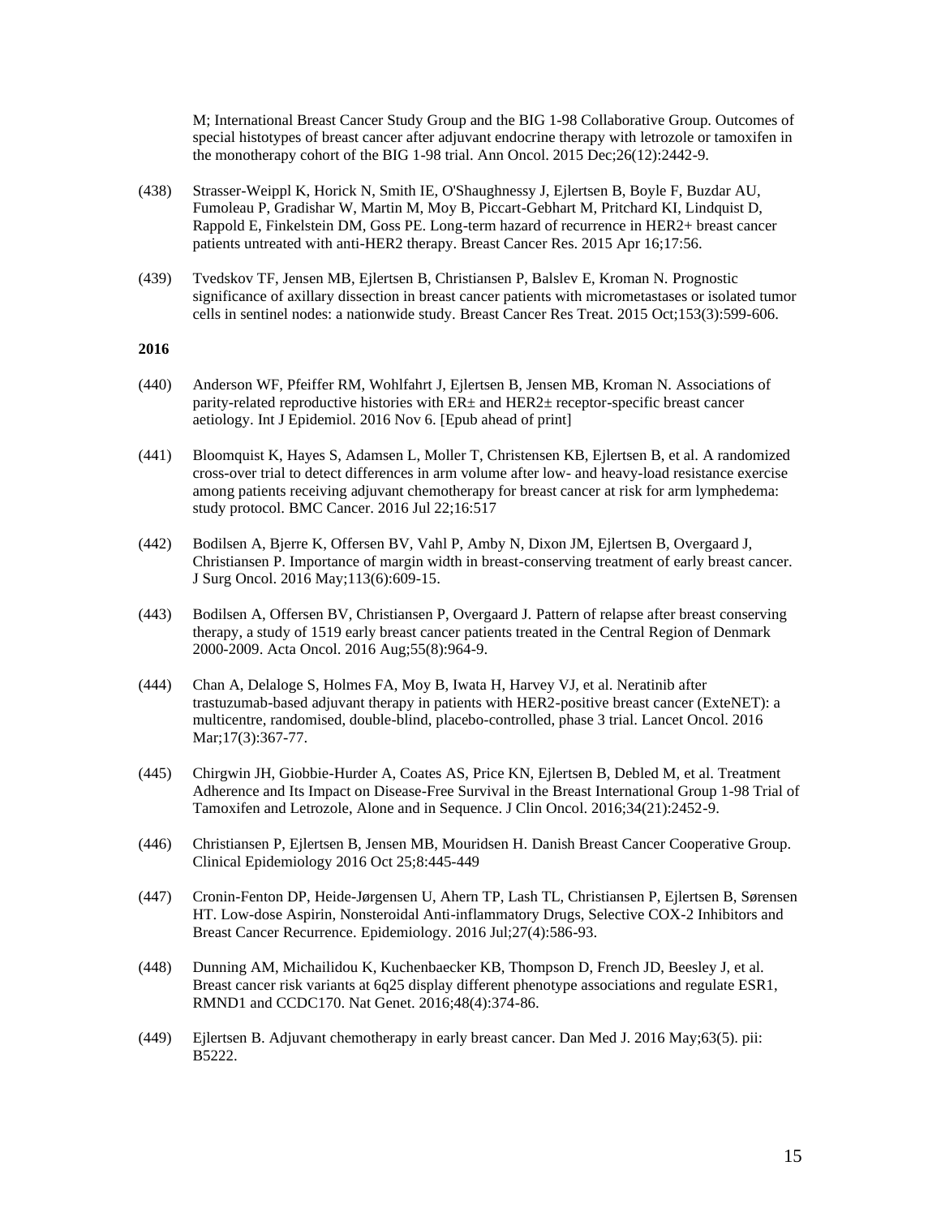M; International Breast Cancer Study Group and the BIG 1-98 Collaborative Group. Outcomes of special histotypes of breast cancer after adjuvant endocrine therapy with letrozole or tamoxifen in the monotherapy cohort of the BIG 1-98 trial. Ann Oncol. 2015 Dec;26(12):2442-9.

(438) Strasser-Weippl K, Horick N, Smith IE, O'Shaughnessy J, Ejlertsen B, Boyle F, Buzdar AU, Fumoleau P, Gradishar W, Martin M, Moy B, Piccart-Gebhart M, Pritchard KI, Lindquist D, Rappold E, Finkelstein DM, Goss PE. Long-term hazard of recurrence in HER2+ breast cancer patients untreated with anti-HER2 therapy. Breast Cancer Res. 2015 Apr 16;17:56.

(439) Tvedskov TF, Jensen MB, Ejlertsen B, Christiansen P, Balslev E, Kroman N. Prognostic significance of axillary dissection in breast cancer patients with micrometastases or isolated tumor cells in sentinel nodes: a nationwide study. Breast Cancer Res Treat. 2015 Oct;153(3):599-606.

**2016**

(440) Anderson WF, Pfeiffer RM, Wohlfahrt J, Ejlertsen B, Jensen MB, Kroman N. Associations of parity-related reproductive histories with ER± and HER2± receptor-specific breast cancer aetiology. Int J Epidemiol. 2016 Nov 6. [Epub ahead of print]

(441) Bloomquist K, Hayes S, Adamsen L, Moller T, Christensen KB, Ejlertsen B, et al. A randomized cross-over trial to detect differences in arm volume after low- and heavy-load resistance exercise among patients receiving adjuvant chemotherapy for breast cancer at risk for arm lymphedema: study protocol. BMC Cancer. 2016 Jul 22;16:517

(442) Bodilsen A, Bjerre K, Offersen BV, Vahl P, Amby N, Dixon JM, Ejlertsen B, Overgaard J, Christiansen P. Importance of margin width in breast-conserving treatment of early breast cancer. J Surg Oncol. 2016 May;113(6):609-15.

(443) Bodilsen A, Offersen BV, Christiansen P, Overgaard J. Pattern of relapse after breast conserving therapy, a study of 1519 early breast cancer patients treated in the Central Region of Denmark 2000-2009. Acta Oncol. 2016 Aug;55(8):964-9.

(444) Chan A, Delaloge S, Holmes FA, Moy B, Iwata H, Harvey VJ, et al. Neratinib after trastuzumab-based adjuvant therapy in patients with HER2-positive breast cancer (ExteNET): a multicentre, randomised, double-blind, placebo-controlled, phase 3 trial. Lancet Oncol. 2016 Mar;17(3):367-77.

(445) Chirgwin JH, Giobbie-Hurder A, Coates AS, Price KN, Ejlertsen B, Debled M, et al. Treatment Adherence and Its Impact on Disease-Free Survival in the Breast International Group 1-98 Trial of Tamoxifen and Letrozole, Alone and in Sequence. J Clin Oncol. 2016;34(21):2452-9.

(446) Christiansen P, Ejlertsen B, Jensen MB, Mouridsen H. Danish Breast Cancer Cooperative Group. Clinical Epidemiology 2016 Oct 25;8:445-449

(447) Cronin-Fenton DP, Heide-Jørgensen U, Ahern TP, Lash TL, Christiansen P, Ejlertsen B, Sørensen HT. Low-dose Aspirin, Nonsteroidal Anti-inflammatory Drugs, Selective COX-2 Inhibitors and Breast Cancer Recurrence. Epidemiology. 2016 Jul;27(4):586-93.

(448) Dunning AM, Michailidou K, Kuchenbaecker KB, Thompson D, French JD, Beesley J, et al. Breast cancer risk variants at 6q25 display different phenotype associations and regulate ESR1, RMND1 and CCDC170. Nat Genet. 2016;48(4):374-86.

(449) Ejlertsen B. Adjuvant chemotherapy in early breast cancer. Dan Med J. 2016 May;63(5). pii: B5222.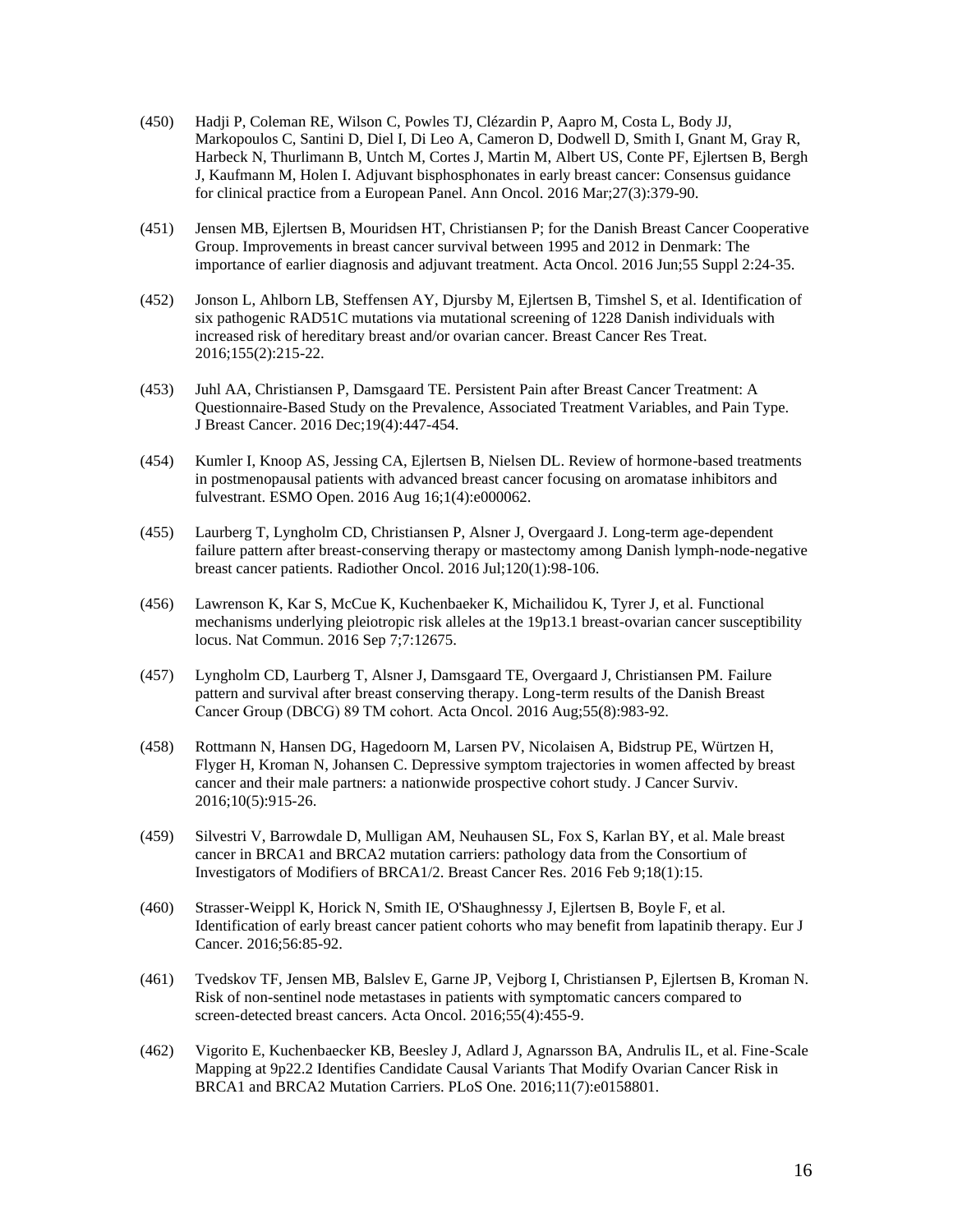(450) Hadji P, Coleman RE, Wilson C, Powles TJ, Clézardin P, Aapro M, Costa L, Body JJ, Markopoulos C, Santini D, Diel I, Di Leo A, Cameron D, Dodwell D, Smith I, Gnant M, Gray R, Harbeck N, Thurlimann B, Untch M, Cortes J, Martin M, Albert US, Conte PF, Ejlertsen B, Bergh J, Kaufmann M, Holen I. Adjuvant bisphosphonates in early breast cancer: Consensus guidance for clinical practice from a European Panel. Ann Oncol. 2016 Mar;27(3):379-90.

(451) Jensen MB, Ejlertsen B, Mouridsen HT, Christiansen P; for the Danish Breast Cancer Cooperative Group. Improvements in breast cancer survival between 1995 and 2012 in Denmark: The importance of earlier diagnosis and adjuvant treatment. Acta Oncol. 2016 Jun;55 Suppl 2:24-35.

(452) Jonson L, Ahlborn LB, Steffensen AY, Djursby M, Ejlertsen B, Timshel S, et al. Identification of six pathogenic RAD51C mutations via mutational screening of 1228 Danish individuals with increased risk of hereditary breast and/or ovarian cancer. Breast Cancer Res Treat. 2016;155(2):215-22.

(453) Juhl AA, Christiansen P, Damsgaard TE. Persistent Pain after Breast Cancer Treatment: A Questionnaire-Based Study on the Prevalence, Associated Treatment Variables, and Pain Type. J Breast Cancer. 2016 Dec;19(4):447-454.

(454) Kumler I, Knoop AS, Jessing CA, Ejlertsen B, Nielsen DL. Review of hormone-based treatments in postmenopausal patients with advanced breast cancer focusing on aromatase inhibitors and fulvestrant. ESMO Open. 2016 Aug 16;1(4):e000062.

(455) Laurberg T, Lyngholm CD, Christiansen P, Alsner J, Overgaard J. Long-term age-dependent failure pattern after breast-conserving therapy or mastectomy among Danish lymph-node-negative breast cancer patients. Radiother Oncol. 2016 Jul;120(1):98-106.

(456) Lawrenson K, Kar S, McCue K, Kuchenbaeker K, Michailidou K, Tyrer J, et al. Functional mechanisms underlying pleiotropic risk alleles at the 19p13.1 breast-ovarian cancer susceptibility locus. Nat Commun. 2016 Sep 7;7:12675.

(457) Lyngholm CD, Laurberg T, Alsner J, Damsgaard TE, Overgaard J, Christiansen PM. Failure pattern and survival after breast conserving therapy. Long-term results of the Danish Breast Cancer Group (DBCG) 89 TM cohort. Acta Oncol. 2016 Aug;55(8):983-92.

(458) Rottmann N, Hansen DG, Hagedoorn M, Larsen PV, Nicolaisen A, Bidstrup PE, Würtzen H, Flyger H, Kroman N, Johansen C. Depressive symptom trajectories in women affected by breast cancer and their male partners: a nationwide prospective cohort study. J Cancer Surviv. 2016;10(5):915-26.

(459) Silvestri V, Barrowdale D, Mulligan AM, Neuhausen SL, Fox S, Karlan BY, et al. Male breast cancer in BRCA1 and BRCA2 mutation carriers: pathology data from the Consortium of Investigators of Modifiers of BRCA1/2. Breast Cancer Res. 2016 Feb 9;18(1):15.

(460) Strasser-Weippl K, Horick N, Smith IE, O'Shaughnessy J, Ejlertsen B, Boyle F, et al. Identification of early breast cancer patient cohorts who may benefit from lapatinib therapy. Eur J Cancer. 2016;56:85-92.

(461) Tvedskov TF, Jensen MB, Balslev E, Garne JP, Vejborg I, Christiansen P, Ejlertsen B, Kroman N. Risk of non-sentinel node metastases in patients with symptomatic cancers compared to screen-detected breast cancers. Acta Oncol. 2016;55(4):455-9.

(462) Vigorito E, Kuchenbaecker KB, Beesley J, Adlard J, Agnarsson BA, Andrulis IL, et al. Fine-Scale Mapping at 9p22.2 Identifies Candidate Causal Variants That Modify Ovarian Cancer Risk in BRCA1 and BRCA2 Mutation Carriers. PLoS One. 2016;11(7):e0158801.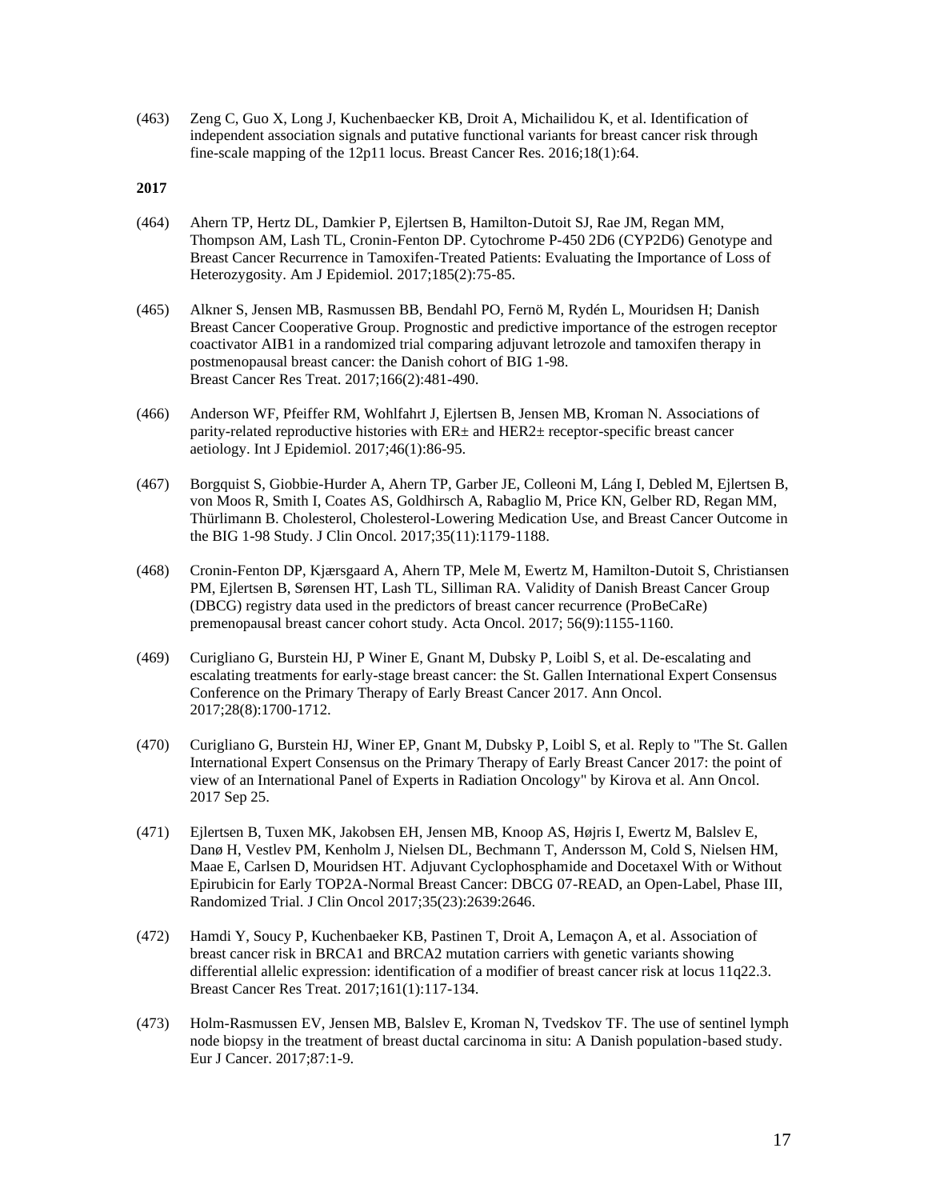(463) Zeng C, Guo X, Long J, Kuchenbaecker KB, Droit A, Michailidou K, et al. Identification of independent association signals and putative functional variants for breast cancer risk through fine-scale mapping of the 12p11 locus. Breast Cancer Res. 2016;18(1):64.

**2017**

(464) Ahern TP, Hertz DL, Damkier P, Ejlertsen B, Hamilton-Dutoit SJ, Rae JM, Regan MM, Thompson AM, Lash TL, Cronin-Fenton DP. Cytochrome P-450 2D6 (CYP2D6) Genotype and Breast Cancer Recurrence in Tamoxifen-Treated Patients: Evaluating the Importance of Loss of Heterozygosity. Am J Epidemiol. 2017;185(2):75-85.

(465) Alkner S, Jensen MB, Rasmussen BB, Bendahl PO, Fernö M, Rydén L, Mouridsen H; Danish Breast Cancer Cooperative Group. Prognostic and predictive importance of the estrogen receptor coactivator AIB1 in a randomized trial comparing adjuvant letrozole and tamoxifen therapy in postmenopausal breast cancer: the Danish cohort of BIG 1-98. Breast Cancer Res Treat. 2017;166(2):481-490.

(466) Anderson WF, Pfeiffer RM, Wohlfahrt J, Ejlertsen B, Jensen MB, Kroman N. Associations of parity-related reproductive histories with ER± and HER2± receptor-specific breast cancer aetiology. Int J Epidemiol. 2017;46(1):86-95.

(467) Borgquist S, Giobbie-Hurder A, Ahern TP, Garber JE, Colleoni M, Láng I, Debled M, Ejlertsen B, von Moos R, Smith I, Coates AS, Goldhirsch A, Rabaglio M, Price KN, Gelber RD, Regan MM, Thürlimann B. Cholesterol, Cholesterol-Lowering Medication Use, and Breast Cancer Outcome in the BIG 1-98 Study. J Clin Oncol. 2017;35(11):1179-1188.

(468) Cronin-Fenton DP, Kjærsgaard A, Ahern TP, Mele M, Ewertz M, Hamilton-Dutoit S, Christiansen PM, Ejlertsen B, Sørensen HT, Lash TL, Silliman RA. Validity of Danish Breast Cancer Group (DBCG) registry data used in the predictors of breast cancer recurrence (ProBeCaRe) premenopausal breast cancer cohort study. Acta Oncol. 2017; 56(9):1155-1160.

(469) Curigliano G, Burstein HJ, P Winer E, Gnant M, Dubsky P, Loibl S, et al. De-escalating and escalating treatments for early-stage breast cancer: the St. Gallen International Expert Consensus Conference on the Primary Therapy of Early Breast Cancer 2017. Ann Oncol. 2017;28(8):1700-1712.

(470) Curigliano G, Burstein HJ, Winer EP, Gnant M, Dubsky P, Loibl S, et al. Reply to "The St. Gallen International Expert Consensus on the Primary Therapy of Early Breast Cancer 2017: the point of view of an International Panel of Experts in Radiation Oncology" by Kirova et al. Ann Oncol. 2017 Sep 25.

(471) Ejlertsen B, Tuxen MK, Jakobsen EH, Jensen MB, Knoop AS, Højris I, Ewertz M, Balslev E, Danø H, Vestlev PM, Kenholm J, Nielsen DL, Bechmann T, Andersson M, Cold S, Nielsen HM, Maae E, Carlsen D, Mouridsen HT. Adjuvant Cyclophosphamide and Docetaxel With or Without Epirubicin for Early TOP2A-Normal Breast Cancer: DBCG 07-READ, an Open-Label, Phase III, Randomized Trial. J Clin Oncol 2017;35(23):2639:2646.

(472) Hamdi Y, Soucy P, Kuchenbaeker KB, Pastinen T, Droit A, Lemaçon A, et al. Association of breast cancer risk in BRCA1 and BRCA2 mutation carriers with genetic variants showing differential allelic expression: identification of a modifier of breast cancer risk at locus 11q22.3. Breast Cancer Res Treat. 2017;161(1):117-134.

(473) Holm-Rasmussen EV, Jensen MB, Balslev E, Kroman N, Tvedskov TF. The use of sentinel lymph node biopsy in the treatment of breast ductal carcinoma in situ: A Danish population-based study. Eur J Cancer. 2017;87:1-9.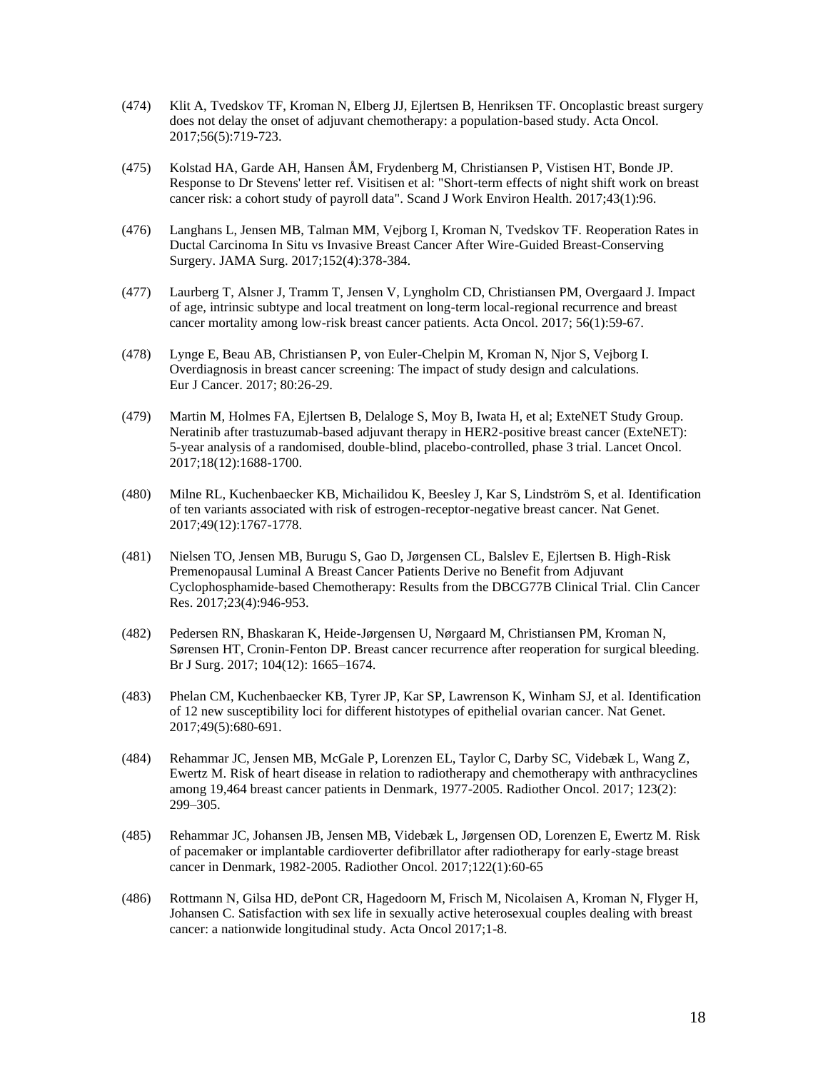(474) Klit A, Tvedskov TF, Kroman N, Elberg JJ, Ejlertsen B, Henriksen TF. Oncoplastic breast surgery does not delay the onset of adjuvant chemotherapy: a population-based study. Acta Oncol. 2017;56(5):719-723.

(475) Kolstad HA, Garde AH, Hansen ÅM, Frydenberg M, Christiansen P, Vistisen HT, Bonde JP. Response to Dr Stevens' letter ref. Visitisen et al: "Short-term effects of night shift work on breast cancer risk: a cohort study of payroll data". Scand J Work Environ Health. 2017;43(1):96.

(476) Langhans L, Jensen MB, Talman MM, Vejborg I, Kroman N, Tvedskov TF. Reoperation Rates in Ductal Carcinoma In Situ vs Invasive Breast Cancer After Wire-Guided Breast-Conserving Surgery. JAMA Surg. 2017;152(4):378-384.

(477) Laurberg T, Alsner J, Tramm T, Jensen V, Lyngholm CD, Christiansen PM, Overgaard J. Impact of age, intrinsic subtype and local treatment on long-term local-regional recurrence and breast cancer mortality among low-risk breast cancer patients. Acta Oncol. 2017; 56(1):59-67.

(478) Lynge E, Beau AB, Christiansen P, von Euler-Chelpin M, Kroman N, Njor S, Vejborg I. Overdiagnosis in breast cancer screening: The impact of study design and calculations. Eur J Cancer. 2017; 80:26-29.

(479) Martin M, Holmes FA, Ejlertsen B, Delaloge S, Moy B, Iwata H, et al; ExteNET Study Group. Neratinib after trastuzumab-based adjuvant therapy in HER2-positive breast cancer (ExteNET): 5-year analysis of a randomised, double-blind, placebo-controlled, phase 3 trial. Lancet Oncol. 2017;18(12):1688-1700.

(480) Milne RL, Kuchenbaecker KB, Michailidou K, Beesley J, Kar S, Lindström S, et al. Identification of ten variants associated with risk of estrogen-receptor-negative breast cancer. Nat Genet. 2017;49(12):1767-1778.

(481) Nielsen TO, Jensen MB, Burugu S, Gao D, Jørgensen CL, Balslev E, Ejlertsen B. High-Risk Premenopausal Luminal A Breast Cancer Patients Derive no Benefit from Adjuvant Cyclophosphamide-based Chemotherapy: Results from the DBCG77B Clinical Trial. Clin Cancer Res. 2017;23(4):946-953.

(482) Pedersen RN, Bhaskaran K, Heide-Jørgensen U, Nørgaard M, Christiansen PM, Kroman N, Sørensen HT, Cronin-Fenton DP. Breast cancer recurrence after reoperation for surgical bleeding. Br J Surg. 2017; 104(12): 1665–1674.

(483) Phelan CM, Kuchenbaecker KB, Tyrer JP, Kar SP, Lawrenson K, Winham SJ, et al. Identification of 12 new susceptibility loci for different histotypes of epithelial ovarian cancer. Nat Genet. 2017;49(5):680-691.

(484) Rehammar JC, Jensen MB, McGale P, Lorenzen EL, Taylor C, Darby SC, Videbæk L, Wang Z, Ewertz M. Risk of heart disease in relation to radiotherapy and chemotherapy with anthracyclines among 19,464 breast cancer patients in Denmark, 1977-2005. Radiother Oncol. 2017; 123(2): 299–305.

(485) Rehammar JC, Johansen JB, Jensen MB, Videbæk L, Jørgensen OD, Lorenzen E, Ewertz M. Risk of pacemaker or implantable cardioverter defibrillator after radiotherapy for early-stage breast cancer in Denmark, 1982-2005. Radiother Oncol. 2017;122(1):60-65

(486) Rottmann N, Gilsa HD, dePont CR, Hagedoorn M, Frisch M, Nicolaisen A, Kroman N, Flyger H, Johansen C. Satisfaction with sex life in sexually active heterosexual couples dealing with breast cancer: a nationwide longitudinal study. Acta Oncol 2017;1-8.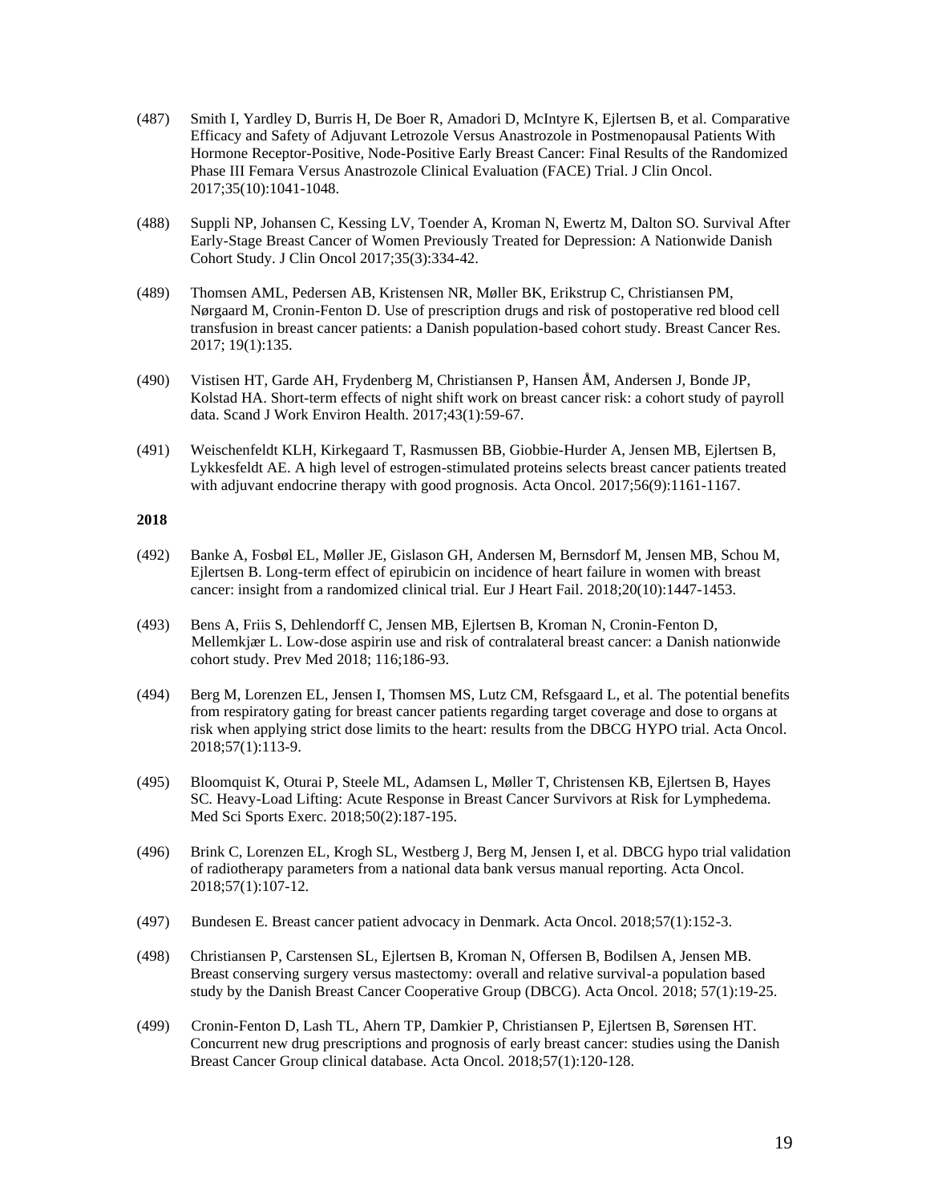(487) Smith I, Yardley D, Burris H, De Boer R, Amadori D, McIntyre K, Ejlertsen B, et al. Comparative Efficacy and Safety of Adjuvant Letrozole Versus Anastrozole in Postmenopausal Patients With Hormone Receptor-Positive, Node-Positive Early Breast Cancer: Final Results of the Randomized Phase III Femara Versus Anastrozole Clinical Evaluation (FACE) Trial. J Clin Oncol. 2017;35(10):1041-1048.

(488) Suppli NP, Johansen C, Kessing LV, Toender A, Kroman N, Ewertz M, Dalton SO. Survival After Early-Stage Breast Cancer of Women Previously Treated for Depression: A Nationwide Danish Cohort Study. J Clin Oncol 2017;35(3):334-42.

(489) Thomsen AML, Pedersen AB, Kristensen NR, Møller BK, Erikstrup C, Christiansen PM, Nørgaard M, Cronin-Fenton D. Use of prescription drugs and risk of postoperative red blood cell transfusion in breast cancer patients: a Danish population-based cohort study. Breast Cancer Res. 2017; 19(1):135.

(490) Vistisen HT, Garde AH, Frydenberg M, Christiansen P, Hansen ÅM, Andersen J, Bonde JP, Kolstad HA. Short-term effects of night shift work on breast cancer risk: a cohort study of payroll data. Scand J Work Environ Health. 2017;43(1):59-67.

(491) Weischenfeldt KLH, Kirkegaard T, Rasmussen BB, Giobbie-Hurder A, Jensen MB, Ejlertsen B, Lykkesfeldt AE. A high level of estrogen-stimulated proteins selects breast cancer patients treated with adjuvant endocrine therapy with good prognosis. Acta Oncol. 2017;56(9):1161-1167.

**2018**

(492) Banke A, Fosbøl EL, Møller JE, Gislason GH, Andersen M, Bernsdorf M, Jensen MB, Schou M, Ejlertsen B. Long-term effect of epirubicin on incidence of heart failure in women with breast cancer: insight from a randomized clinical trial. Eur J Heart Fail. 2018;20(10):1447-1453.

(493) Bens A, Friis S, Dehlendorff C, Jensen MB, Ejlertsen B, Kroman N, Cronin-Fenton D, Mellemkjær L. Low-dose aspirin use and risk of contralateral breast cancer: a Danish nationwide cohort study. Prev Med 2018; 116;186-93.

(494) Berg M, Lorenzen EL, Jensen I, Thomsen MS, Lutz CM, Refsgaard L, et al. The potential benefits from respiratory gating for breast cancer patients regarding target coverage and dose to organs at risk when applying strict dose limits to the heart: results from the DBCG HYPO trial. Acta Oncol. 2018;57(1):113-9.

(495) Bloomquist K, Oturai P, Steele ML, Adamsen L, Møller T, Christensen KB, Ejlertsen B, Hayes SC. Heavy-Load Lifting: Acute Response in Breast Cancer Survivors at Risk for Lymphedema. Med Sci Sports Exerc. 2018;50(2):187-195.

(496) Brink C, Lorenzen EL, Krogh SL, Westberg J, Berg M, Jensen I, et al. DBCG hypo trial validation of radiotherapy parameters from a national data bank versus manual reporting. Acta Oncol. 2018;57(1):107-12.

(497) Bundesen E. Breast cancer patient advocacy in Denmark. Acta Oncol. 2018;57(1):152-3.

(498) Christiansen P, Carstensen SL, Ejlertsen B, Kroman N, Offersen B, Bodilsen A, Jensen MB. Breast conserving surgery versus mastectomy: overall and relative survival-a population based study by the Danish Breast Cancer Cooperative Group (DBCG). Acta Oncol. 2018; 57(1):19-25.

(499) Cronin-Fenton D, Lash TL, Ahern TP, Damkier P, Christiansen P, Ejlertsen B, Sørensen HT. Concurrent new drug prescriptions and prognosis of early breast cancer: studies using the Danish Breast Cancer Group clinical database. Acta Oncol. 2018;57(1):120-128.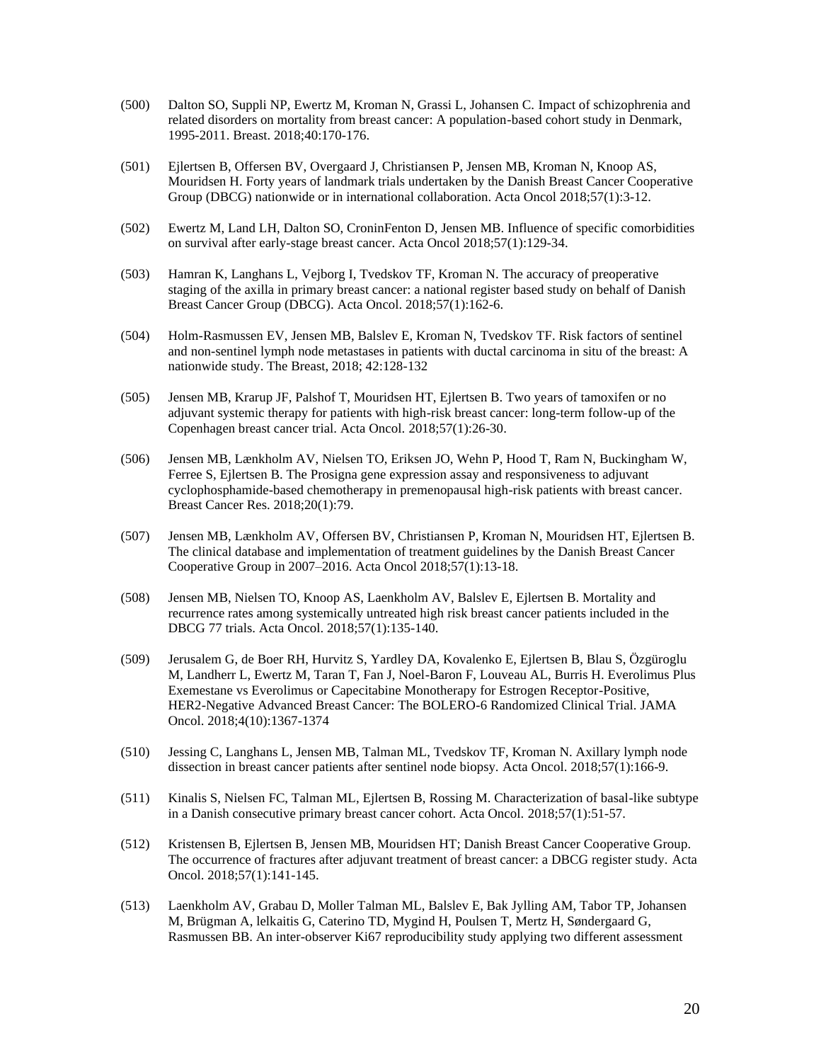(500) Dalton SO, Suppli NP, Ewertz M, Kroman N, Grassi L, Johansen C. Impact of schizophrenia and related disorders on mortality from breast cancer: A population-based cohort study in Denmark, 1995-2011. Breast. 2018;40:170-176.

(501) Ejlertsen B, Offersen BV, Overgaard J, Christiansen P, Jensen MB, Kroman N, Knoop AS, Mouridsen H. Forty years of landmark trials undertaken by the Danish Breast Cancer Cooperative Group (DBCG) nationwide or in international collaboration. Acta Oncol 2018;57(1):3-12.

(502) Ewertz M, Land LH, Dalton SO, CroninFenton D, Jensen MB. Influence of specific comorbidities on survival after early-stage breast cancer. Acta Oncol 2018;57(1):129-34.

(503) Hamran K, Langhans L, Vejborg I, Tvedskov TF, Kroman N. The accuracy of preoperative staging of the axilla in primary breast cancer: a national register based study on behalf of Danish Breast Cancer Group (DBCG). Acta Oncol. 2018;57(1):162-6.

(504) Holm-Rasmussen EV, Jensen MB, Balslev E, Kroman N, Tvedskov TF. Risk factors of sentinel and non-sentinel lymph node metastases in patients with ductal carcinoma in situ of the breast: A nationwide study. The Breast, 2018; 42:128-132

(505) Jensen MB, Krarup JF, Palshof T, Mouridsen HT, Ejlertsen B. Two years of tamoxifen or no adjuvant systemic therapy for patients with high-risk breast cancer: long-term follow-up of the Copenhagen breast cancer trial. Acta Oncol. 2018;57(1):26-30.

(506) Jensen MB, Lænkholm AV, Nielsen TO, Eriksen JO, Wehn P, Hood T, Ram N, Buckingham W, Ferree S, Ejlertsen B. The Prosigna gene expression assay and responsiveness to adjuvant cyclophosphamide-based chemotherapy in premenopausal high-risk patients with breast cancer. Breast Cancer Res. 2018;20(1):79.

(507) Jensen MB, Lænkholm AV, Offersen BV, Christiansen P, Kroman N, Mouridsen HT, Ejlertsen B. The clinical database and implementation of treatment guidelines by the Danish Breast Cancer Cooperative Group in 2007–2016. Acta Oncol 2018;57(1):13-18.

(508) Jensen MB, Nielsen TO, Knoop AS, Laenkholm AV, Balslev E, Ejlertsen B. Mortality and recurrence rates among systemically untreated high risk breast cancer patients included in the DBCG 77 trials. Acta Oncol. 2018;57(1):135-140.

(509) Jerusalem G, de Boer RH, Hurvitz S, Yardley DA, Kovalenko E, Ejlertsen B, Blau S, Özgüroglu M, Landherr L, Ewertz M, Taran T, Fan J, Noel-Baron F, Louveau AL, Burris H. Everolimus Plus Exemestane vs Everolimus or Capecitabine Monotherapy for Estrogen Receptor-Positive, HER2-Negative Advanced Breast Cancer: The BOLERO-6 Randomized Clinical Trial. JAMA Oncol. 2018;4(10):1367-1374

(510) Jessing C, Langhans L, Jensen MB, Talman ML, Tvedskov TF, Kroman N. Axillary lymph node dissection in breast cancer patients after sentinel node biopsy. Acta Oncol. 2018;57(1):166-9.

(511) Kinalis S, Nielsen FC, Talman ML, Ejlertsen B, Rossing M. Characterization of basal-like subtype in a Danish consecutive primary breast cancer cohort. Acta Oncol. 2018;57(1):51-57.

(512) Kristensen B, Ejlertsen B, Jensen MB, Mouridsen HT; Danish Breast Cancer Cooperative Group. The occurrence of fractures after adjuvant treatment of breast cancer: a DBCG register study. Acta Oncol. 2018;57(1):141-145.

(513) Laenkholm AV, Grabau D, Moller Talman ML, Balslev E, Bak Jylling AM, Tabor TP, Johansen M, Brügman A, lelkaitis G, Caterino TD, Mygind H, Poulsen T, Mertz H, Søndergaard G, Rasmussen BB. An inter-observer Ki67 reproducibility study applying two different assessment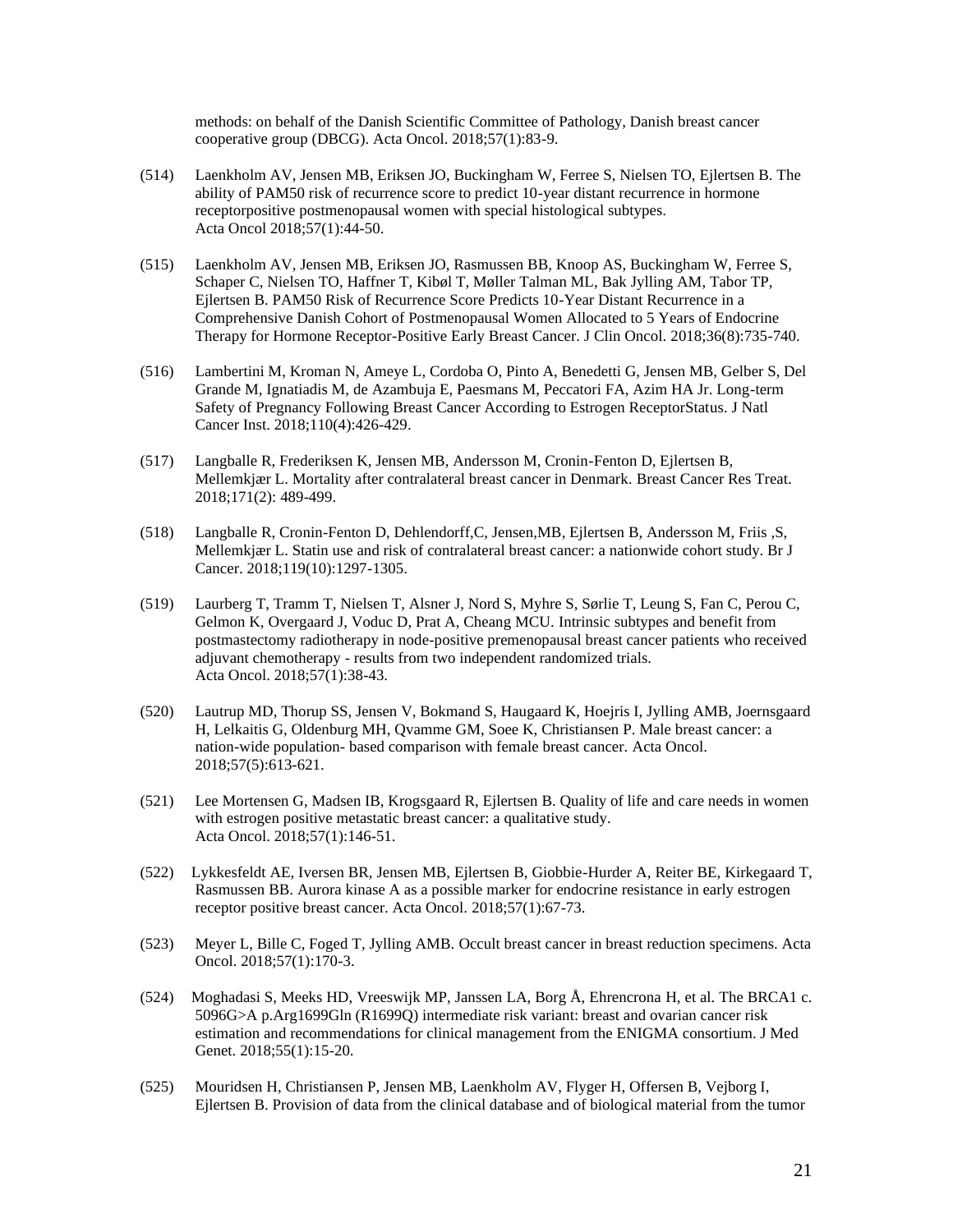methods: on behalf of the Danish Scientific Committee of Pathology, Danish breast cancer cooperative group (DBCG). Acta Oncol. 2018;57(1):83-9.

(514) Laenkholm AV, Jensen MB, Eriksen JO, Buckingham W, Ferree S, Nielsen TO, Ejlertsen B. The ability of PAM50 risk of recurrence score to predict 10-year distant recurrence in hormone receptorpositive postmenopausal women with special histological subtypes. Acta Oncol 2018;57(1):44-50.

(515) Laenkholm AV, Jensen MB, Eriksen JO, Rasmussen BB, Knoop AS, Buckingham W, Ferree S, Schaper C, Nielsen TO, Haffner T, Kibøl T, Møller Talman ML, Bak Jylling AM, Tabor TP, Ejlertsen B. PAM50 Risk of Recurrence Score Predicts 10-Year Distant Recurrence in a Comprehensive Danish Cohort of Postmenopausal Women Allocated to 5 Years of Endocrine Therapy for Hormone Receptor-Positive Early Breast Cancer. J Clin Oncol. 2018;36(8):735-740.

(516) Lambertini M, Kroman N, Ameye L, Cordoba O, Pinto A, Benedetti G, Jensen MB, Gelber S, Del Grande M, Ignatiadis M, de Azambuja E, Paesmans M, Peccatori FA, Azim HA Jr. Long-term Safety of Pregnancy Following Breast Cancer According to Estrogen ReceptorStatus. J Natl Cancer Inst. 2018;110(4):426-429.

(517) Langballe R, Frederiksen K, Jensen MB, Andersson M, Cronin-Fenton D, Ejlertsen B, Mellemkjær L. Mortality after contralateral breast cancer in Denmark. Breast Cancer Res Treat. 2018;171(2): 489-499.

(518) Langballe R, Cronin-Fenton D, Dehlendorff,C, Jensen,MB, Ejlertsen B, Andersson M, Friis ,S, Mellemkjær L. Statin use and risk of contralateral breast cancer: a nationwide cohort study. Br J Cancer. 2018;119(10):1297-1305.

(519) Laurberg T, Tramm T, Nielsen T, Alsner J, Nord S, Myhre S, Sørlie T, Leung S, Fan C, Perou C, Gelmon K, Overgaard J, Voduc D, Prat A, Cheang MCU. Intrinsic subtypes and benefit from postmastectomy radiotherapy in node-positive premenopausal breast cancer patients who received adjuvant chemotherapy - results from two independent randomized trials. Acta Oncol. 2018;57(1):38-43.

(520) Lautrup MD, Thorup SS, Jensen V, Bokmand S, Haugaard K, Hoejris I, Jylling AMB, Joernsgaard H, Lelkaitis G, Oldenburg MH, Qvamme GM, Soee K, Christiansen P. Male breast cancer: a nation-wide population- based comparison with female breast cancer. Acta Oncol. 2018;57(5):613-621.

(521) Lee Mortensen G, Madsen IB, Krogsgaard R, Ejlertsen B. Quality of life and care needs in women with estrogen positive metastatic breast cancer: a qualitative study. Acta Oncol. 2018;57(1):146-51.

(522) Lykkesfeldt AE, Iversen BR, Jensen MB, Ejlertsen B, Giobbie-Hurder A, Reiter BE, Kirkegaard T, Rasmussen BB. Aurora kinase A as a possible marker for endocrine resistance in early estrogen receptor positive breast cancer. Acta Oncol. 2018;57(1):67-73.

(523) Meyer L, Bille C, Foged T, Jylling AMB. Occult breast cancer in breast reduction specimens. Acta Oncol. 2018;57(1):170-3.

(524) Moghadasi S, Meeks HD, Vreeswijk MP, Janssen LA, Borg Å, Ehrencrona H, et al. The BRCA1 c. 5096G>A p.Arg1699Gln (R1699Q) intermediate risk variant: breast and ovarian cancer risk estimation and recommendations for clinical management from the ENIGMA consortium. J Med Genet. 2018;55(1):15-20.

(525) Mouridsen H, Christiansen P, Jensen MB, Laenkholm AV, Flyger H, Offersen B, Vejborg I, Ejlertsen B. Provision of data from the clinical database and of biological material from the tumor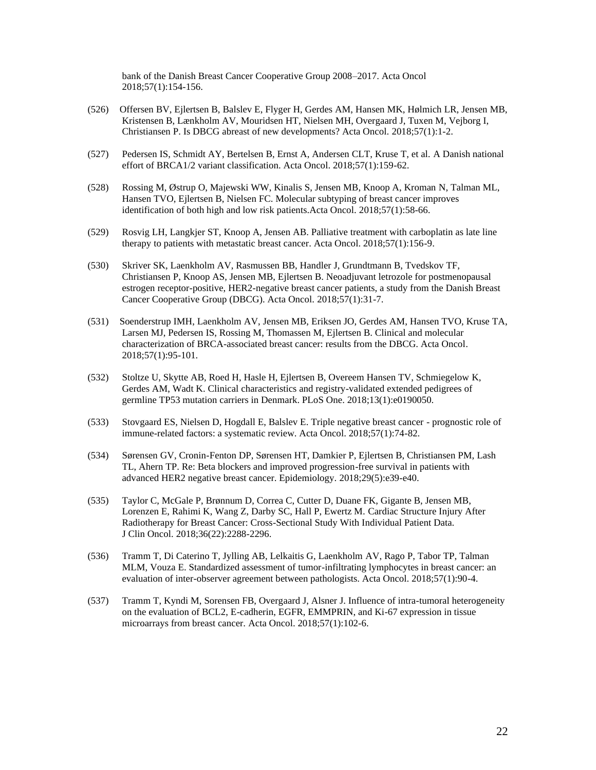bank of the Danish Breast Cancer Cooperative Group 2008–2017. Acta Oncol 2018;57(1):154-156.

(526) Offersen BV, Ejlertsen B, Balslev E, Flyger H, Gerdes AM, Hansen MK, Hølmich LR, Jensen MB, Kristensen B, Lænkholm AV, Mouridsen HT, Nielsen MH, Overgaard J, Tuxen M, Vejborg I, Christiansen P. Is DBCG abreast of new developments? Acta Oncol. 2018;57(1):1-2.

(527) Pedersen IS, Schmidt AY, Bertelsen B, Ernst A, Andersen CLT, Kruse T, et al. A Danish national effort of BRCA1/2 variant classification. Acta Oncol. 2018;57(1):159-62.

(528) Rossing M, Østrup O, Majewski WW, Kinalis S, Jensen MB, Knoop A, Kroman N, Talman ML, Hansen TVO, Ejlertsen B, Nielsen FC. Molecular subtyping of breast cancer improves identification of both high and low risk patients.Acta Oncol. 2018;57(1):58-66.

(529) Rosvig LH, Langkjer ST, Knoop A, Jensen AB. Palliative treatment with carboplatin as late line therapy to patients with metastatic breast cancer. Acta Oncol. 2018;57(1):156-9.

(530) Skriver SK, Laenkholm AV, Rasmussen BB, Handler J, Grundtmann B, Tvedskov TF, Christiansen P, Knoop AS, Jensen MB, Ejlertsen B. Neoadjuvant letrozole for postmenopausal estrogen receptor-positive, HER2-negative breast cancer patients, a study from the Danish Breast Cancer Cooperative Group (DBCG). Acta Oncol. 2018;57(1):31-7.

(531) Soenderstrup IMH, Laenkholm AV, Jensen MB, Eriksen JO, Gerdes AM, Hansen TVO, Kruse TA, Larsen MJ, Pedersen IS, Rossing M, Thomassen M, Ejlertsen B. Clinical and molecular characterization of BRCA-associated breast cancer: results from the DBCG. Acta Oncol. 2018;57(1):95-101.

(532) Stoltze U, Skytte AB, Roed H, Hasle H, Ejlertsen B, Overeem Hansen TV, Schmiegelow K, Gerdes AM, Wadt K. Clinical characteristics and registry-validated extended pedigrees of germline TP53 mutation carriers in Denmark. PLoS One. 2018;13(1):e0190050.

(533) Stovgaard ES, Nielsen D, Hogdall E, Balslev E. Triple negative breast cancer - prognostic role of immune-related factors: a systematic review. Acta Oncol. 2018;57(1):74-82.

(534) Sørensen GV, Cronin-Fenton DP, Sørensen HT, Damkier P, Ejlertsen B, Christiansen PM, Lash TL, Ahern TP. Re: Beta blockers and improved progression-free survival in patients with advanced HER2 negative breast cancer. Epidemiology. 2018;29(5):e39-e40.

(535) Taylor C, McGale P, Brønnum D, Correa C, Cutter D, Duane FK, Gigante B, Jensen MB, Lorenzen E, Rahimi K, Wang Z, Darby SC, Hall P, Ewertz M. Cardiac Structure Injury After Radiotherapy for Breast Cancer: Cross-Sectional Study With Individual Patient Data. J Clin Oncol. 2018;36(22):2288-2296.

(536) Tramm T, Di Caterino T, Jylling AB, Lelkaitis G, Laenkholm AV, Rago P, Tabor TP, Talman MLM, Vouza E. Standardized assessment of tumor-infiltrating lymphocytes in breast cancer: an evaluation of inter-observer agreement between pathologists. Acta Oncol. 2018;57(1):90-4.

(537) Tramm T, Kyndi M, Sorensen FB, Overgaard J, Alsner J. Influence of intra-tumoral heterogeneity on the evaluation of BCL2, E-cadherin, EGFR, EMMPRIN, and Ki-67 expression in tissue microarrays from breast cancer. Acta Oncol. 2018;57(1):102-6.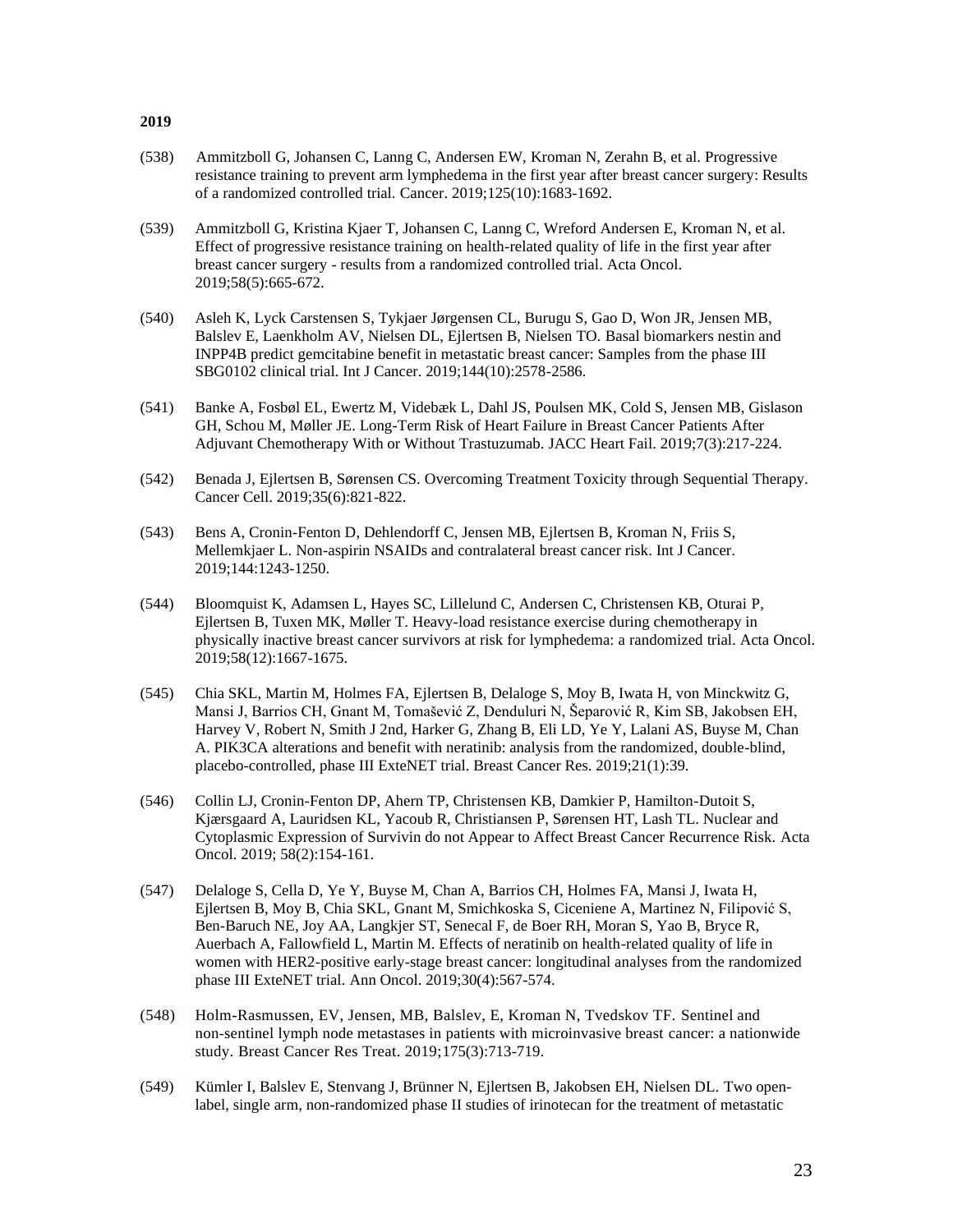**2019**

(538) Ammitzboll G, Johansen C, Lanng C, Andersen EW, Kroman N, Zerahn B, et al. Progressive resistance training to prevent arm lymphedema in the first year after breast cancer surgery: Results of a randomized controlled trial. Cancer. 2019;125(10):1683-1692.

(539) Ammitzboll G, Kristina Kjaer T, Johansen C, Lanng C, Wreford Andersen E, Kroman N, et al. Effect of progressive resistance training on health-related quality of life in the first year after breast cancer surgery - results from a randomized controlled trial. Acta Oncol. 2019;58(5):665-672.

(540) Asleh K, Lyck Carstensen S, Tykjaer Jørgensen CL, Burugu S, Gao D, Won JR, Jensen MB, Balslev E, Laenkholm AV, Nielsen DL, Ejlertsen B, Nielsen TO. Basal biomarkers nestin and INPP4B predict gemcitabine benefit in metastatic breast cancer: Samples from the phase III SBG0102 clinical trial. Int J Cancer. 2019;144(10):2578-2586.

(541) Banke A, Fosbøl EL, Ewertz M, Videbæk L, Dahl JS, Poulsen MK, Cold S, Jensen MB, Gislason GH, Schou M, Møller JE. Long-Term Risk of Heart Failure in Breast Cancer Patients After Adjuvant Chemotherapy With or Without Trastuzumab. JACC Heart Fail. 2019;7(3):217-224.

(542) Benada J, Ejlertsen B, Sørensen CS. Overcoming Treatment Toxicity through Sequential Therapy. Cancer Cell. 2019;35(6):821-822.

(543) Bens A, Cronin-Fenton D, Dehlendorff C, Jensen MB, Ejlertsen B, Kroman N, Friis S, Mellemkjaer L. Non-aspirin NSAIDs and contralateral breast cancer risk. Int J Cancer. 2019;144:1243-1250.

(544) Bloomquist K, Adamsen L, Hayes SC, Lillelund C, Andersen C, Christensen KB, Oturai P, Ejlertsen B, Tuxen MK, Møller T. Heavy-load resistance exercise during chemotherapy in physically inactive breast cancer survivors at risk for lymphedema: a randomized trial. Acta Oncol. 2019;58(12):1667-1675.

(545) Chia SKL, Martin M, Holmes FA, Ejlertsen B, Delaloge S, Moy B, Iwata H, von Minckwitz G, Mansi J, Barrios CH, Gnant M, Tomašević Z, Denduluri N, Šeparović R, Kim SB, Jakobsen EH, Harvey V, Robert N, Smith J 2nd, Harker G, Zhang B, Eli LD, Ye Y, Lalani AS, Buyse M, Chan A. PIK3CA alterations and benefit with neratinib: analysis from the randomized, double-blind, placebo-controlled, phase III ExteNET trial. Breast Cancer Res. 2019;21(1):39.

(546) Collin LJ, Cronin-Fenton DP, Ahern TP, Christensen KB, Damkier P, Hamilton-Dutoit S, Kjærsgaard A, Lauridsen KL, Yacoub R, Christiansen P, Sørensen HT, Lash TL. Nuclear and Cytoplasmic Expression of Survivin do not Appear to Affect Breast Cancer Recurrence Risk. Acta Oncol. 2019; 58(2):154-161.

(547) Delaloge S, Cella D, Ye Y, Buyse M, Chan A, Barrios CH, Holmes FA, Mansi J, Iwata H, Ejlertsen B, Moy B, Chia SKL, Gnant M, Smichkoska S, Ciceniene A, Martinez N, Filipović S, Ben-Baruch NE, Joy AA, Langkjer ST, Senecal F, de Boer RH, Moran S, Yao B, Bryce R, Auerbach A, Fallowfield L, Martin M. Effects of neratinib on health-related quality of life in women with HER2-positive early-stage breast cancer: longitudinal analyses from the randomized phase III ExteNET trial. Ann Oncol. 2019;30(4):567-574.

(548) Holm-Rasmussen, EV, Jensen, MB, Balslev, E, Kroman N, Tvedskov TF. Sentinel and non-sentinel lymph node metastases in patients with microinvasive breast cancer: a nationwide study. Breast Cancer Res Treat. 2019;175(3):713-719.

(549) Kümler I, Balslev E, Stenvang J, Brünner N, Ejlertsen B, Jakobsen EH, Nielsen DL. Two open-label, single arm, non-randomized phase II studies of irinotecan for the treatment of metastatic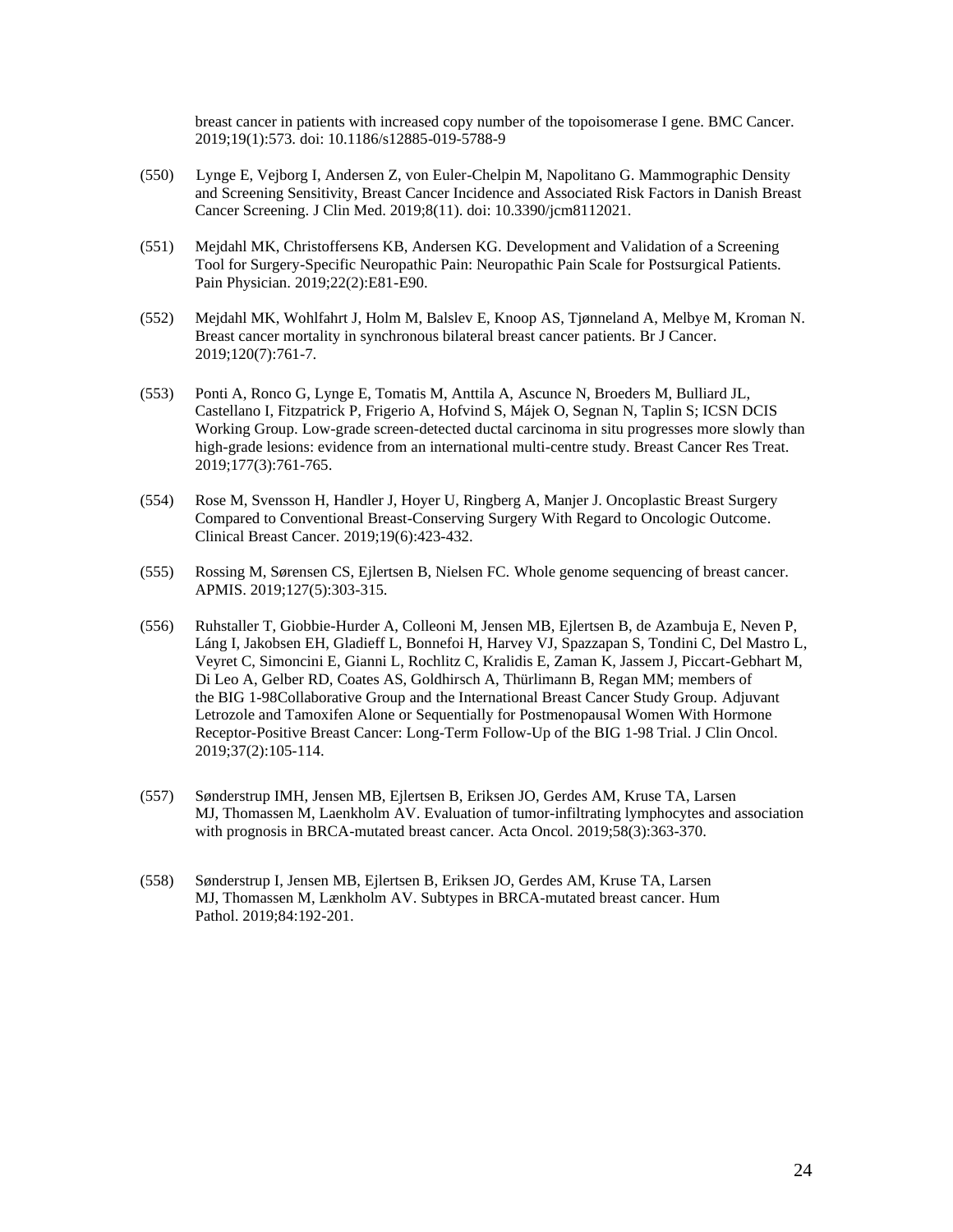breast cancer in patients with increased copy number of the topoisomerase I gene. BMC Cancer. 2019;19(1):573. doi: 10.1186/s12885-019-5788-9

(550) Lynge E, Vejborg I, Andersen Z, von Euler-Chelpin M, Napolitano G. Mammographic Density and Screening Sensitivity, Breast Cancer Incidence and Associated Risk Factors in Danish Breast Cancer Screening. J Clin Med. 2019;8(11). doi: 10.3390/jcm8112021.

(551) Mejdahl MK, Christoffersens KB, Andersen KG. Development and Validation of a Screening Tool for Surgery-Specific Neuropathic Pain: Neuropathic Pain Scale for Postsurgical Patients. Pain Physician. 2019;22(2):E81-E90.

(552) Mejdahl MK, Wohlfahrt J, Holm M, Balslev E, Knoop AS, Tjønneland A, Melbye M, Kroman N. Breast cancer mortality in synchronous bilateral breast cancer patients. Br J Cancer. 2019;120(7):761-7.

(553) Ponti A, Ronco G, Lynge E, Tomatis M, Anttila A, Ascunce N, Broeders M, Bulliard JL, Castellano I, Fitzpatrick P, Frigerio A, Hofvind S, Májek O, Segnan N, Taplin S; ICSN DCIS Working Group. Low-grade screen-detected ductal carcinoma in situ progresses more slowly than high-grade lesions: evidence from an international multi-centre study. Breast Cancer Res Treat. 2019;177(3):761-765.

(554) Rose M, Svensson H, Handler J, Hoyer U, Ringberg A, Manjer J. Oncoplastic Breast Surgery Compared to Conventional Breast-Conserving Surgery With Regard to Oncologic Outcome. Clinical Breast Cancer. 2019;19(6):423-432.

(555) Rossing M, Sørensen CS, Ejlertsen B, Nielsen FC. Whole genome sequencing of breast cancer. APMIS. 2019;127(5):303-315.

(556) Ruhstaller T, Giobbie-Hurder A, Colleoni M, Jensen MB, Ejlertsen B, de Azambuja E, Neven P, Láng I, Jakobsen EH, Gladieff L, Bonnefoi H, Harvey VJ, Spazzapan S, Tondini C, Del Mastro L, Veyret C, Simoncini E, Gianni L, Rochlitz C, Kralidis E, Zaman K, Jassem J, Piccart-Gebhart M, Di Leo A, Gelber RD, Coates AS, Goldhirsch A, Thürlimann B, Regan MM; members of the BIG 1-98Collaborative Group and the International Breast Cancer Study Group. Adjuvant Letrozole and Tamoxifen Alone or Sequentially for Postmenopausal Women With Hormone Receptor-Positive Breast Cancer: Long-Term Follow-Up of the BIG 1-98 Trial. J Clin Oncol. 2019;37(2):105-114.

(557) Sønderstrup IMH, Jensen MB, Ejlertsen B, Eriksen JO, Gerdes AM, Kruse TA, Larsen MJ, Thomassen M, Laenkholm AV. Evaluation of tumor-infiltrating lymphocytes and association with prognosis in BRCA-mutated breast cancer. Acta Oncol. 2019;58(3):363-370.

(558) Sønderstrup I, Jensen MB, Ejlertsen B, Eriksen JO, Gerdes AM, Kruse TA, Larsen MJ, Thomassen M, Lænkholm AV. Subtypes in BRCA-mutated breast cancer. Hum Pathol. 2019;84:192-201.